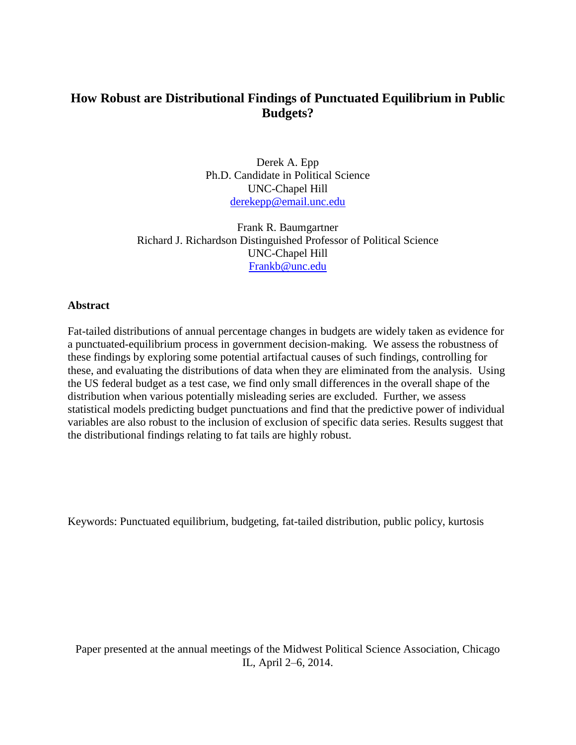# How Robust are Distributional Findings of Punctuated Equilibrium in Public Budgets?

Derek A. Epp
Ph.D. Candidate in Political Science
UNC-Chapel Hill
derekepp@email.unc.edu

Frank R. Baumgartner
Richard J. Richardson Distinguished Professor of Political Science
UNC-Chapel Hill
Frankb@unc.edu

**Abstract**

Fat-tailed distributions of annual percentage changes in budgets are widely taken as evidence for a punctuated-equilibrium process in government decision-making. We assess the robustness of these findings by exploring some potential artifactual causes of such findings, controlling for these, and evaluating the distributions of data when they are eliminated from the analysis. Using the US federal budget as a test case, we find only small differences in the overall shape of the distribution when various potentially misleading series are excluded. Further, we assess statistical models predicting budget punctuations and find that the predictive power of individual variables are also robust to the inclusion of exclusion of specific data series. Results suggest that the distributional findings relating to fat tails are highly robust.

Keywords: Punctuated equilibrium, budgeting, fat-tailed distribution, public policy, kurtosis

Paper presented at the annual meetings of the Midwest Political Science Association, Chicago IL, April 2–6, 2014.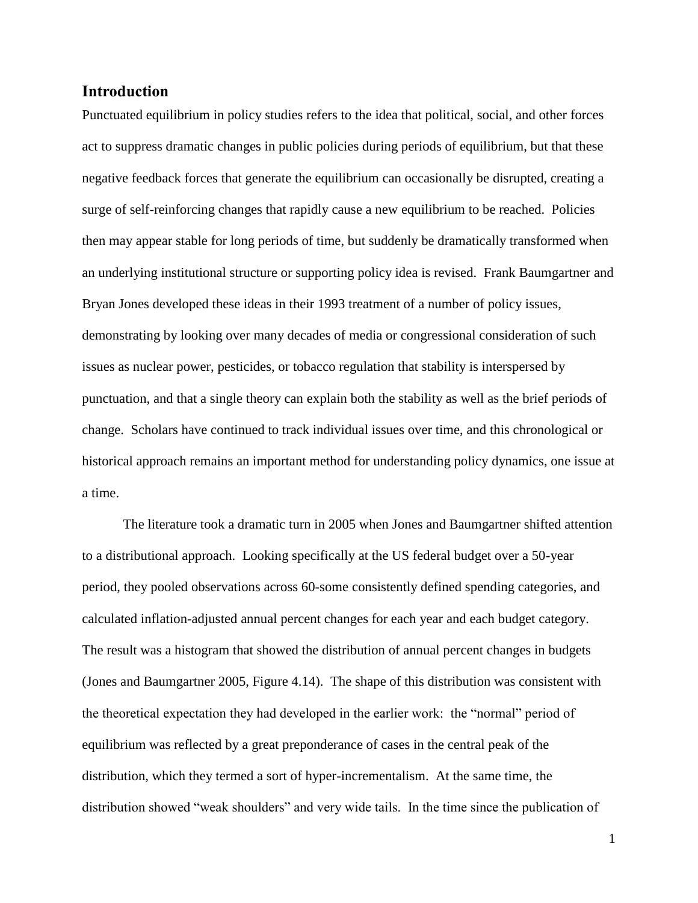## Introduction

Punctuated equilibrium in policy studies refers to the idea that political, social, and other forces act to suppress dramatic changes in public policies during periods of equilibrium, but that these negative feedback forces that generate the equilibrium can occasionally be disrupted, creating a surge of self-reinforcing changes that rapidly cause a new equilibrium to be reached. Policies then may appear stable for long periods of time, but suddenly be dramatically transformed when an underlying institutional structure or supporting policy idea is revised. Frank Baumgartner and Bryan Jones developed these ideas in their 1993 treatment of a number of policy issues, demonstrating by looking over many decades of media or congressional consideration of such issues as nuclear power, pesticides, or tobacco regulation that stability is interspersed by punctuation, and that a single theory can explain both the stability as well as the brief periods of change. Scholars have continued to track individual issues over time, and this chronological or historical approach remains an important method for understanding policy dynamics, one issue at a time.

The literature took a dramatic turn in 2005 when Jones and Baumgartner shifted attention to a distributional approach. Looking specifically at the US federal budget over a 50-year period, they pooled observations across 60-some consistently defined spending categories, and calculated inflation-adjusted annual percent changes for each year and each budget category. The result was a histogram that showed the distribution of annual percent changes in budgets (Jones and Baumgartner 2005, Figure 4.14). The shape of this distribution was consistent with the theoretical expectation they had developed in the earlier work: the "normal" period of equilibrium was reflected by a great preponderance of cases in the central peak of the distribution, which they termed a sort of hyper-incrementalism. At the same time, the distribution showed "weak shoulders" and very wide tails. In the time since the publication of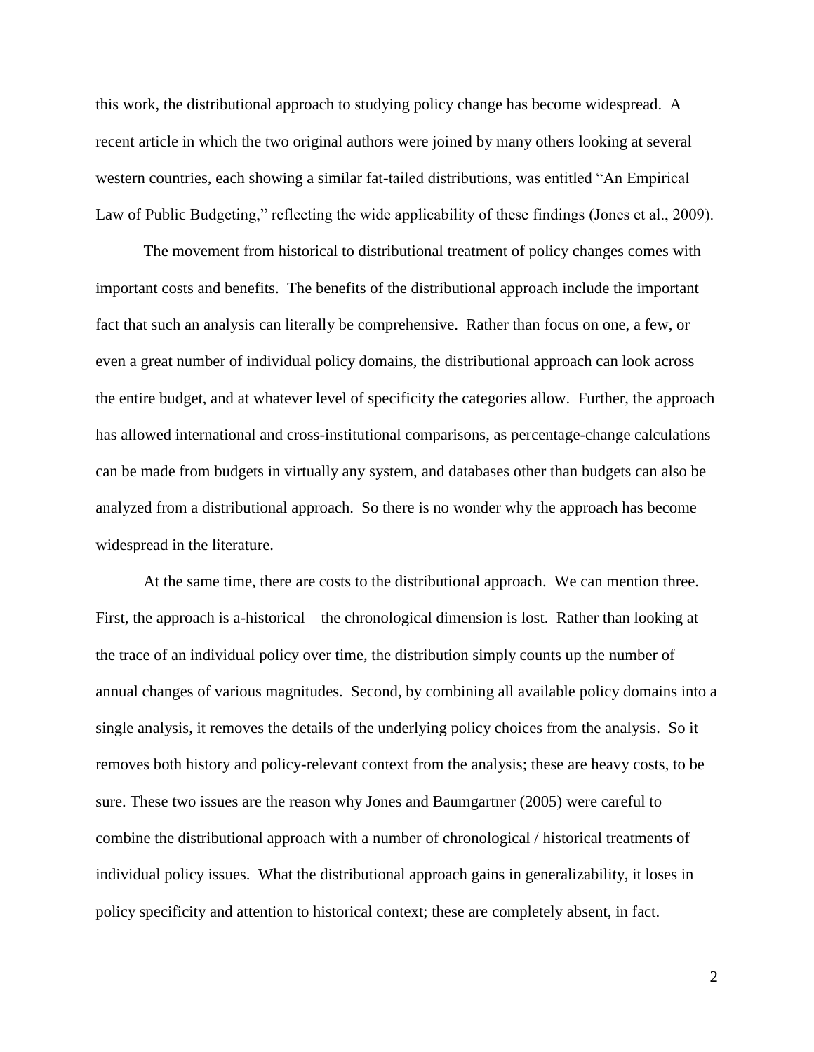this work, the distributional approach to studying policy change has become widespread. A recent article in which the two original authors were joined by many others looking at several western countries, each showing a similar fat-tailed distributions, was entitled "An Empirical Law of Public Budgeting," reflecting the wide applicability of these findings (Jones et al., 2009).

The movement from historical to distributional treatment of policy changes comes with important costs and benefits. The benefits of the distributional approach include the important fact that such an analysis can literally be comprehensive. Rather than focus on one, a few, or even a great number of individual policy domains, the distributional approach can look across the entire budget, and at whatever level of specificity the categories allow. Further, the approach has allowed international and cross-institutional comparisons, as percentage-change calculations can be made from budgets in virtually any system, and databases other than budgets can also be analyzed from a distributional approach. So there is no wonder why the approach has become widespread in the literature.

At the same time, there are costs to the distributional approach. We can mention three. First, the approach is a-historical—the chronological dimension is lost. Rather than looking at the trace of an individual policy over time, the distribution simply counts up the number of annual changes of various magnitudes. Second, by combining all available policy domains into a single analysis, it removes the details of the underlying policy choices from the analysis. So it removes both history and policy-relevant context from the analysis; these are heavy costs, to be sure. These two issues are the reason why Jones and Baumgartner (2005) were careful to combine the distributional approach with a number of chronological / historical treatments of individual policy issues. What the distributional approach gains in generalizability, it loses in policy specificity and attention to historical context; these are completely absent, in fact.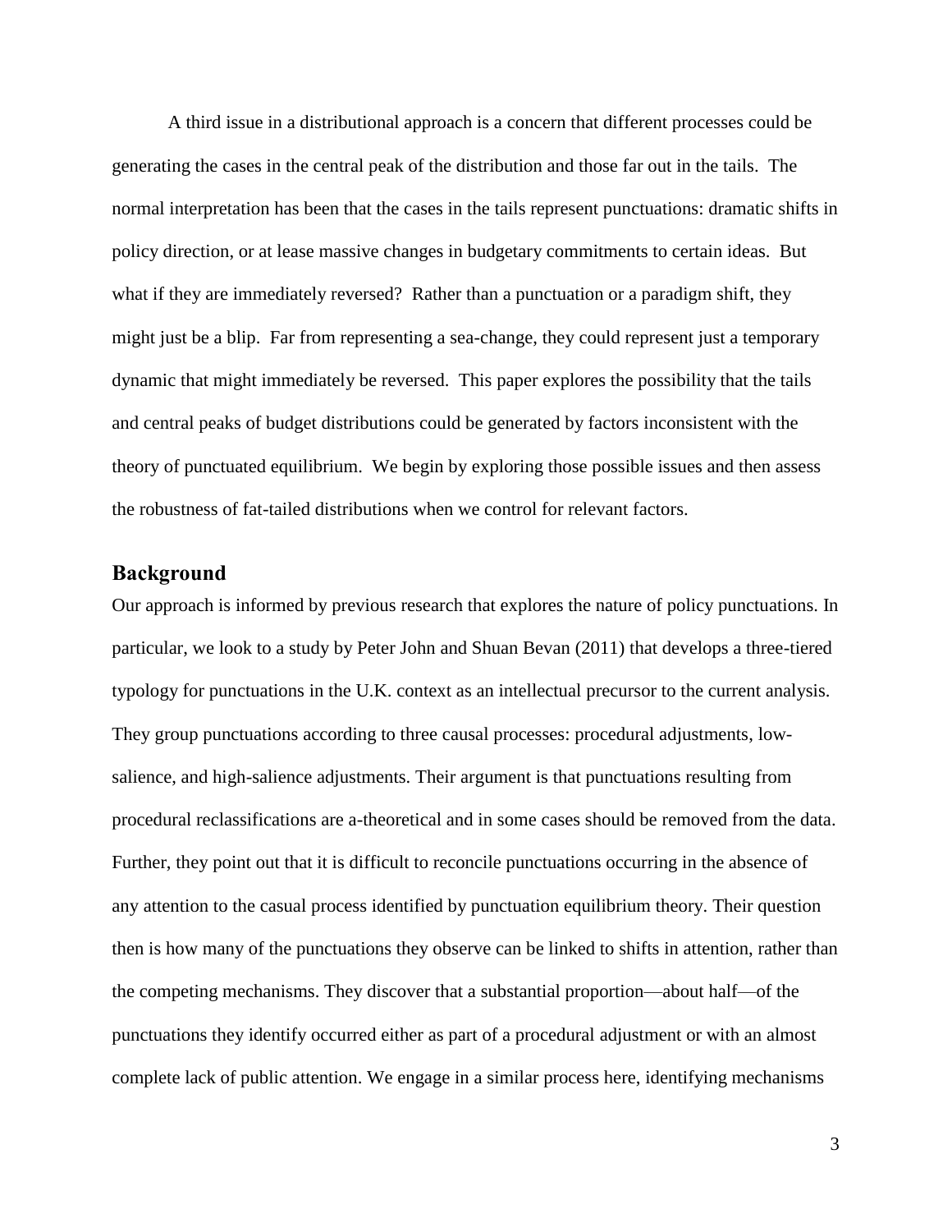A third issue in a distributional approach is a concern that different processes could be generating the cases in the central peak of the distribution and those far out in the tails. The normal interpretation has been that the cases in the tails represent punctuations: dramatic shifts in policy direction, or at lease massive changes in budgetary commitments to certain ideas. But what if they are immediately reversed? Rather than a punctuation or a paradigm shift, they might just be a blip. Far from representing a sea-change, they could represent just a temporary dynamic that might immediately be reversed. This paper explores the possibility that the tails and central peaks of budget distributions could be generated by factors inconsistent with the theory of punctuated equilibrium. We begin by exploring those possible issues and then assess the robustness of fat-tailed distributions when we control for relevant factors.

## Background

Our approach is informed by previous research that explores the nature of policy punctuations. In particular, we look to a study by Peter John and Shuan Bevan (2011) that develops a three-tiered typology for punctuations in the U.K. context as an intellectual precursor to the current analysis. They group punctuations according to three causal processes: procedural adjustments, low-salience, and high-salience adjustments. Their argument is that punctuations resulting from procedural reclassifications are a-theoretical and in some cases should be removed from the data. Further, they point out that it is difficult to reconcile punctuations occurring in the absence of any attention to the casual process identified by punctuation equilibrium theory. Their question then is how many of the punctuations they observe can be linked to shifts in attention, rather than the competing mechanisms. They discover that a substantial proportion—about half—of the punctuations they identify occurred either as part of a procedural adjustment or with an almost complete lack of public attention. We engage in a similar process here, identifying mechanisms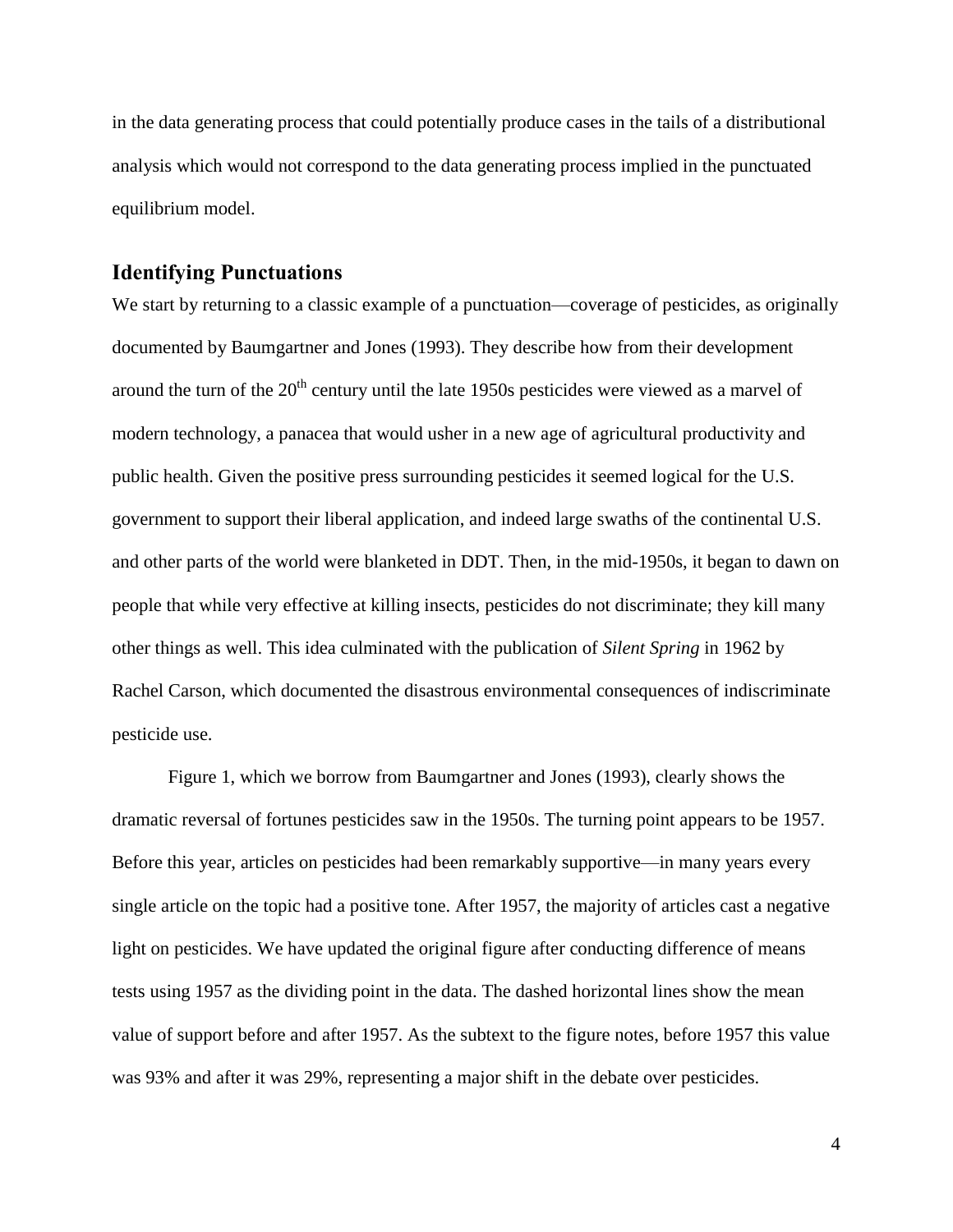in the data generating process that could potentially produce cases in the tails of a distributional analysis which would not correspond to the data generating process implied in the punctuated equilibrium model.

## Identifying Punctuations

We start by returning to a classic example of a punctuation—coverage of pesticides, as originally documented by Baumgartner and Jones (1993). They describe how from their development around the turn of the 20th century until the late 1950s pesticides were viewed as a marvel of modern technology, a panacea that would usher in a new age of agricultural productivity and public health. Given the positive press surrounding pesticides it seemed logical for the U.S. government to support their liberal application, and indeed large swaths of the continental U.S. and other parts of the world were blanketed in DDT. Then, in the mid-1950s, it began to dawn on people that while very effective at killing insects, pesticides do not discriminate; they kill many other things as well. This idea culminated with the publication of *Silent Spring* in 1962 by Rachel Carson, which documented the disastrous environmental consequences of indiscriminate pesticide use.

Figure 1, which we borrow from Baumgartner and Jones (1993), clearly shows the dramatic reversal of fortunes pesticides saw in the 1950s. The turning point appears to be 1957. Before this year, articles on pesticides had been remarkably supportive—in many years every single article on the topic had a positive tone. After 1957, the majority of articles cast a negative light on pesticides. We have updated the original figure after conducting difference of means tests using 1957 as the dividing point in the data. The dashed horizontal lines show the mean value of support before and after 1957. As the subtext to the figure notes, before 1957 this value was 93% and after it was 29%, representing a major shift in the debate over pesticides.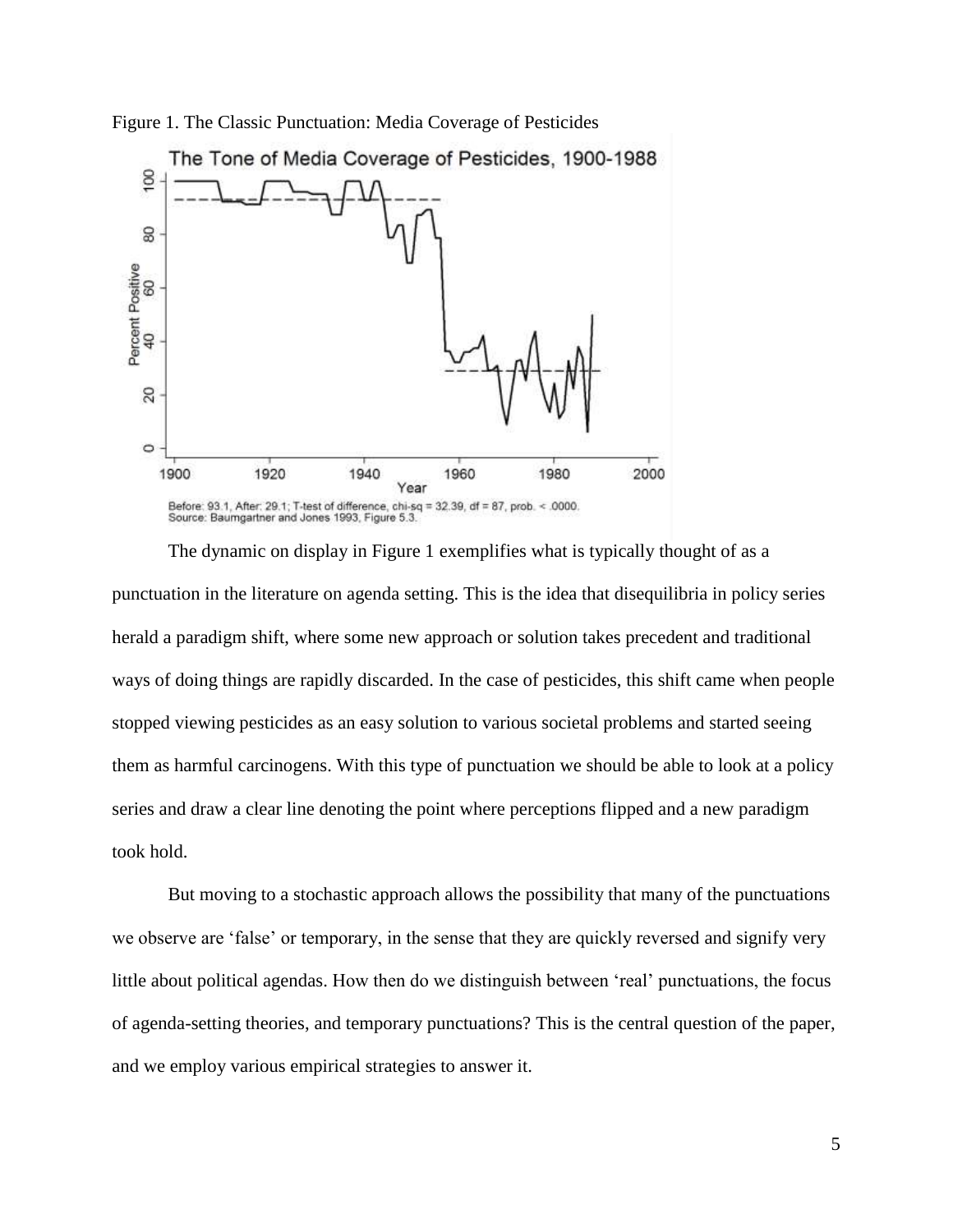Figure 1. The Classic Punctuation: Media Coverage of Pesticides

The Tone of Media Coverage of Pesticides, 1900-1988

Before: 93.1, After: 29.1; T-test of difference, chi-sq = 32.39, df = 87, prob. < .0000.
Source: Baumgartner and Jones 1993, Figure 5.3.

The dynamic on display in Figure 1 exemplifies what is typically thought of as a punctuation in the literature on agenda setting. This is the idea that disequilibria in policy series herald a paradigm shift, where some new approach or solution takes precedent and traditional ways of doing things are rapidly discarded. In the case of pesticides, this shift came when people stopped viewing pesticides as an easy solution to various societal problems and started seeing them as harmful carcinogens. With this type of punctuation we should be able to look at a policy series and draw a clear line denoting the point where perceptions flipped and a new paradigm took hold.

But moving to a stochastic approach allows the possibility that many of the punctuations we observe are 'false' or temporary, in the sense that they are quickly reversed and signify very little about political agendas. How then do we distinguish between 'real' punctuations, the focus of agenda-setting theories, and temporary punctuations? This is the central question of the paper, and we employ various empirical strategies to answer it.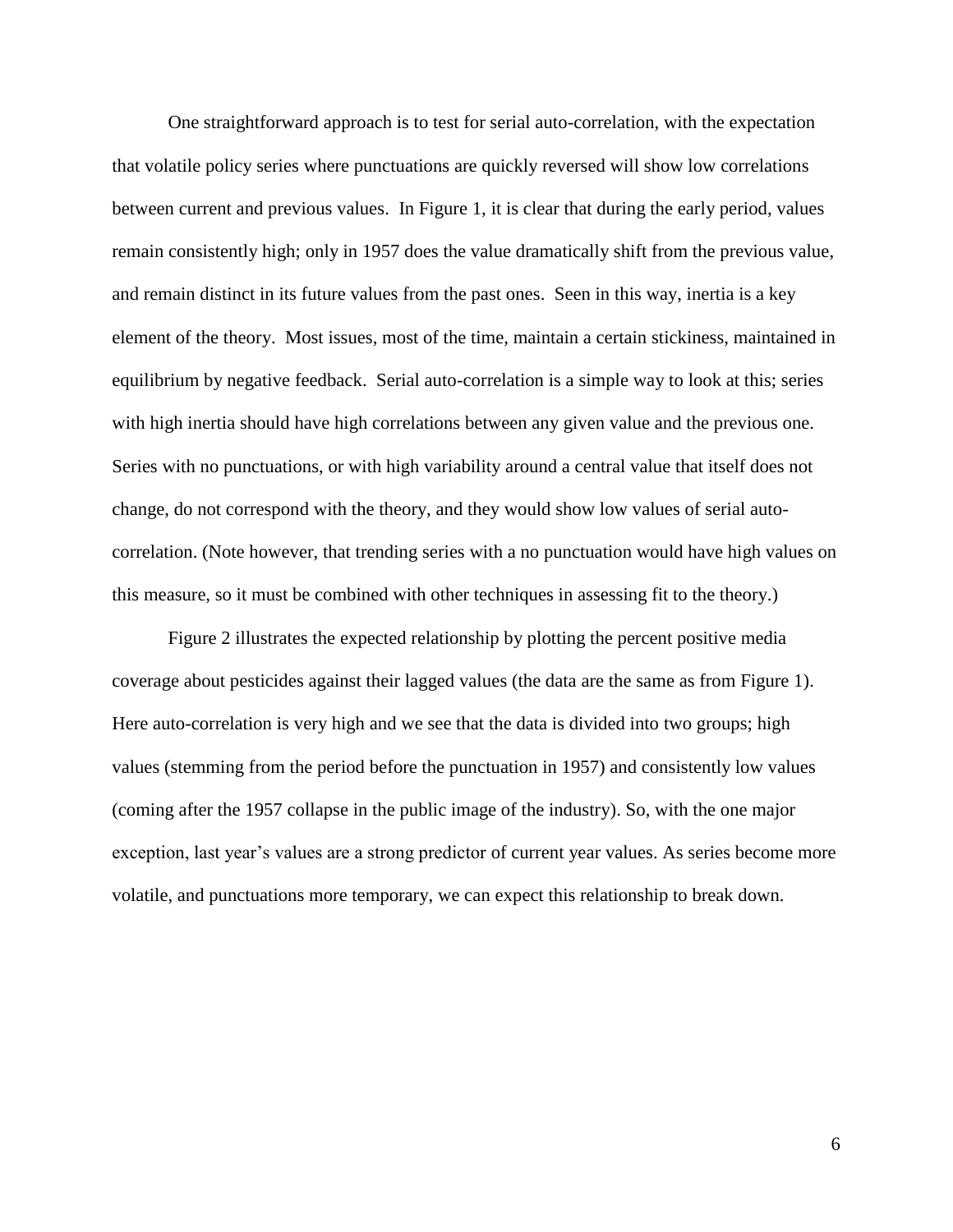One straightforward approach is to test for serial auto-correlation, with the expectation that volatile policy series where punctuations are quickly reversed will show low correlations between current and previous values. In Figure 1, it is clear that during the early period, values remain consistently high; only in 1957 does the value dramatically shift from the previous value, and remain distinct in its future values from the past ones. Seen in this way, inertia is a key element of the theory. Most issues, most of the time, maintain a certain stickiness, maintained in equilibrium by negative feedback. Serial auto-correlation is a simple way to look at this; series with high inertia should have high correlations between any given value and the previous one. Series with no punctuations, or with high variability around a central value that itself does not change, do not correspond with the theory, and they would show low values of serial auto-correlation. (Note however, that trending series with a no punctuation would have high values on this measure, so it must be combined with other techniques in assessing fit to the theory.)

Figure 2 illustrates the expected relationship by plotting the percent positive media coverage about pesticides against their lagged values (the data are the same as from Figure 1). Here auto-correlation is very high and we see that the data is divided into two groups; high values (stemming from the period before the punctuation in 1957) and consistently low values (coming after the 1957 collapse in the public image of the industry). So, with the one major exception, last year's values are a strong predictor of current year values. As series become more volatile, and punctuations more temporary, we can expect this relationship to break down.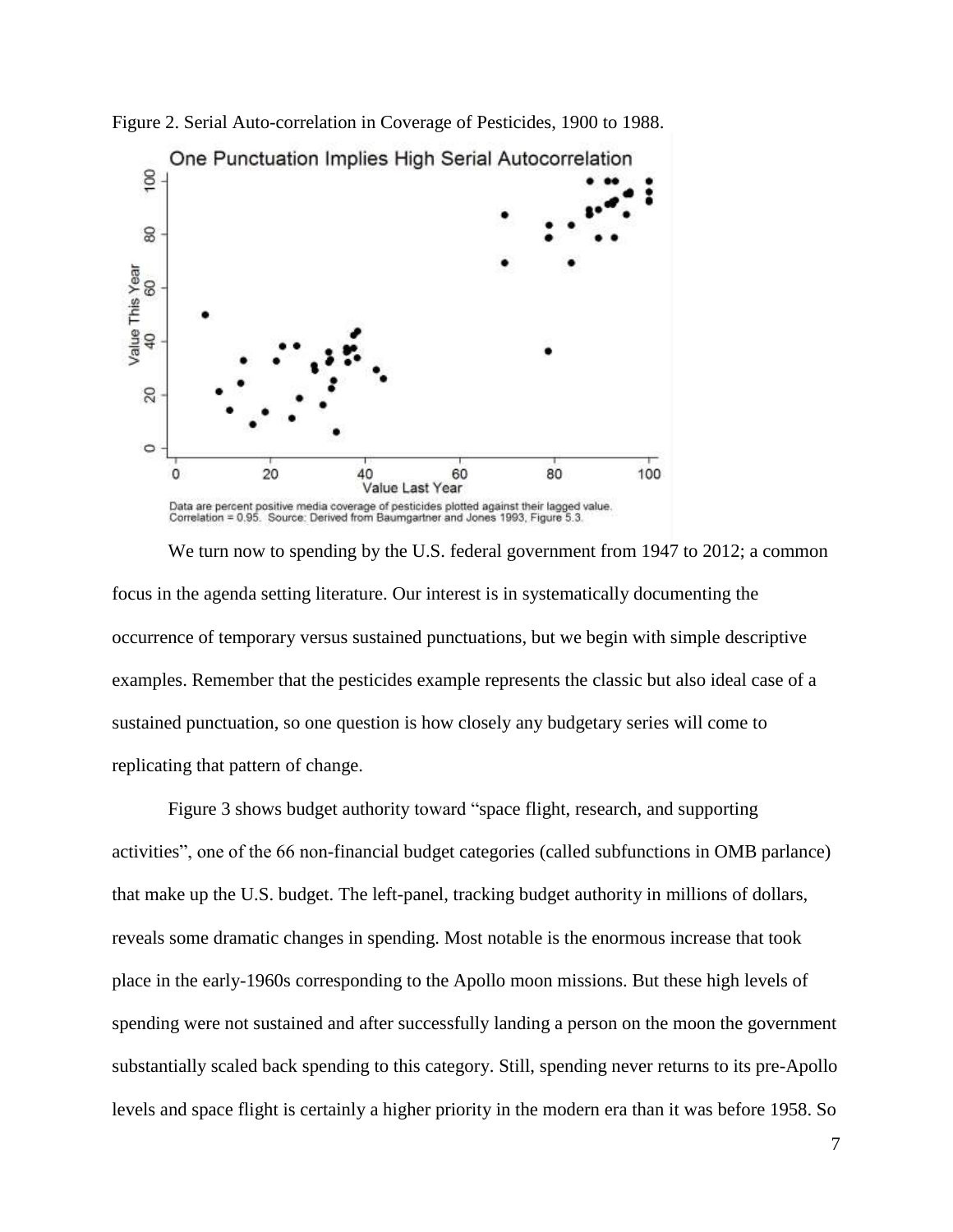Figure 2. Serial Auto-correlation in Coverage of Pesticides, 1900 to 1988.

Data are percent positive media coverage of pesticides plotted against their lagged value. Correlation = 0.95. Source: Derived from Baumgartner and Jones 1993, Figure 5.3.

We turn now to spending by the U.S. federal government from 1947 to 2012; a common focus in the agenda setting literature. Our interest is in systematically documenting the occurrence of temporary versus sustained punctuations, but we begin with simple descriptive examples. Remember that the pesticides example represents the classic but also ideal case of a sustained punctuation, so one question is how closely any budgetary series will come to replicating that pattern of change.

Figure 3 shows budget authority toward "space flight, research, and supporting activities", one of the 66 non-financial budget categories (called subfunctions in OMB parlance) that make up the U.S. budget. The left-panel, tracking budget authority in millions of dollars, reveals some dramatic changes in spending. Most notable is the enormous increase that took place in the early-1960s corresponding to the Apollo moon missions. But these high levels of spending were not sustained and after successfully landing a person on the moon the government substantially scaled back spending to this category. Still, spending never returns to its pre-Apollo levels and space flight is certainly a higher priority in the modern era than it was before 1958. So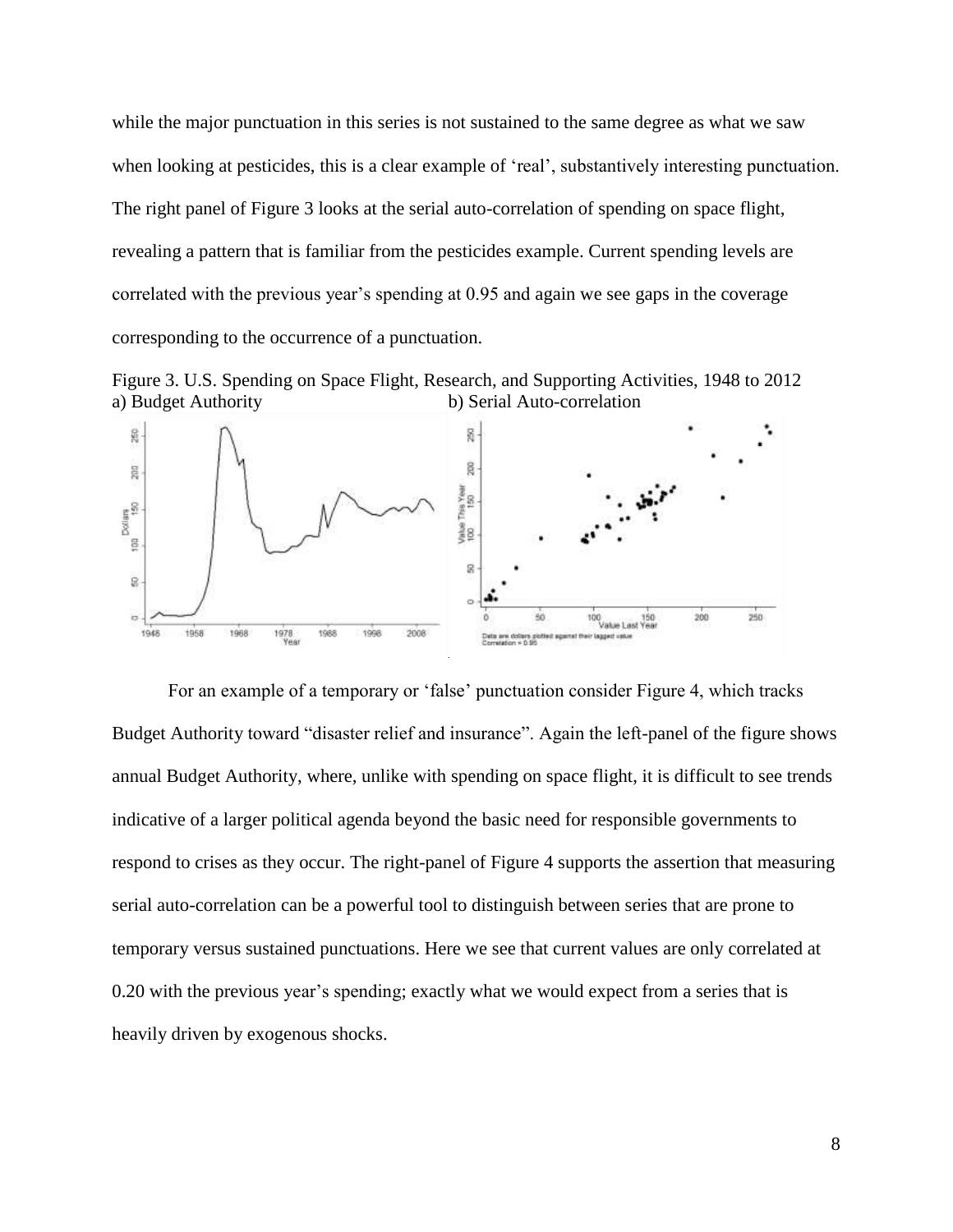while the major punctuation in this series is not sustained to the same degree as what we saw when looking at pesticides, this is a clear example of 'real', substantively interesting punctuation. The right panel of Figure 3 looks at the serial auto-correlation of spending on space flight, revealing a pattern that is familiar from the pesticides example. Current spending levels are correlated with the previous year's spending at 0.95 and again we see gaps in the coverage corresponding to the occurrence of a punctuation.

Figure 3. U.S. Spending on Space Flight, Research, and Supporting Activities, 1948 to 2012
a) Budget Authority b) Serial Auto-correlation

For an example of a temporary or 'false' punctuation consider Figure 4, which tracks Budget Authority toward "disaster relief and insurance". Again the left-panel of the figure shows annual Budget Authority, where, unlike with spending on space flight, it is difficult to see trends indicative of a larger political agenda beyond the basic need for responsible governments to respond to crises as they occur. The right-panel of Figure 4 supports the assertion that measuring serial auto-correlation can be a powerful tool to distinguish between series that are prone to temporary versus sustained punctuations. Here we see that current values are only correlated at 0.20 with the previous year's spending; exactly what we would expect from a series that is heavily driven by exogenous shocks.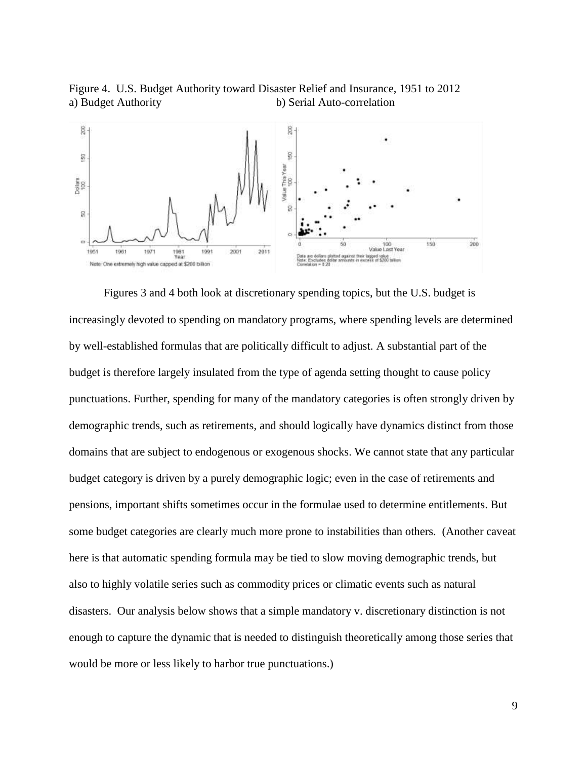Figure 4. U.S. Budget Authority toward Disaster Relief and Insurance, 1951 to 2012
a) Budget Authority b) Serial Auto-correlation

Figures 3 and 4 both look at discretionary spending topics, but the U.S. budget is increasingly devoted to spending on mandatory programs, where spending levels are determined by well-established formulas that are politically difficult to adjust. A substantial part of the budget is therefore largely insulated from the type of agenda setting thought to cause policy punctuations. Further, spending for many of the mandatory categories is often strongly driven by demographic trends, such as retirements, and should logically have dynamics distinct from those domains that are subject to endogenous or exogenous shocks. We cannot state that any particular budget category is driven by a purely demographic logic; even in the case of retirements and pensions, important shifts sometimes occur in the formulae used to determine entitlements. But some budget categories are clearly much more prone to instabilities than others. (Another caveat here is that automatic spending formula may be tied to slow moving demographic trends, but also to highly volatile series such as commodity prices or climatic events such as natural disasters. Our analysis below shows that a simple mandatory v. discretionary distinction is not enough to capture the dynamic that is needed to distinguish theoretically among those series that would be more or less likely to harbor true punctuations.)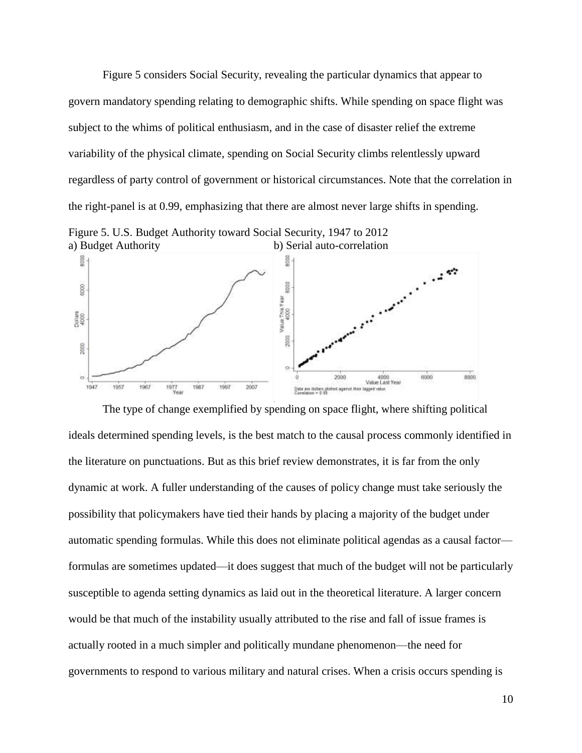Figure 5 considers Social Security, revealing the particular dynamics that appear to govern mandatory spending relating to demographic shifts. While spending on space flight was subject to the whims of political enthusiasm, and in the case of disaster relief the extreme variability of the physical climate, spending on Social Security climbs relentlessly upward regardless of party control of government or historical circumstances. Note that the correlation in the right-panel is at 0.99, emphasizing that there are almost never large shifts in spending.

Figure 5. U.S. Budget Authority toward Social Security, 1947 to 2012
a) Budget Authority b) Serial auto-correlation

The type of change exemplified by spending on space flight, where shifting political ideals determined spending levels, is the best match to the causal process commonly identified in the literature on punctuations. But as this brief review demonstrates, it is far from the only dynamic at work. A fuller understanding of the causes of policy change must take seriously the possibility that policymakers have tied their hands by placing a majority of the budget under automatic spending formulas. While this does not eliminate political agendas as a causal factor—formulas are sometimes updated—it does suggest that much of the budget will not be particularly susceptible to agenda setting dynamics as laid out in the theoretical literature. A larger concern would be that much of the instability usually attributed to the rise and fall of issue frames is actually rooted in a much simpler and politically mundane phenomenon—the need for governments to respond to various military and natural crises. When a crisis occurs spending is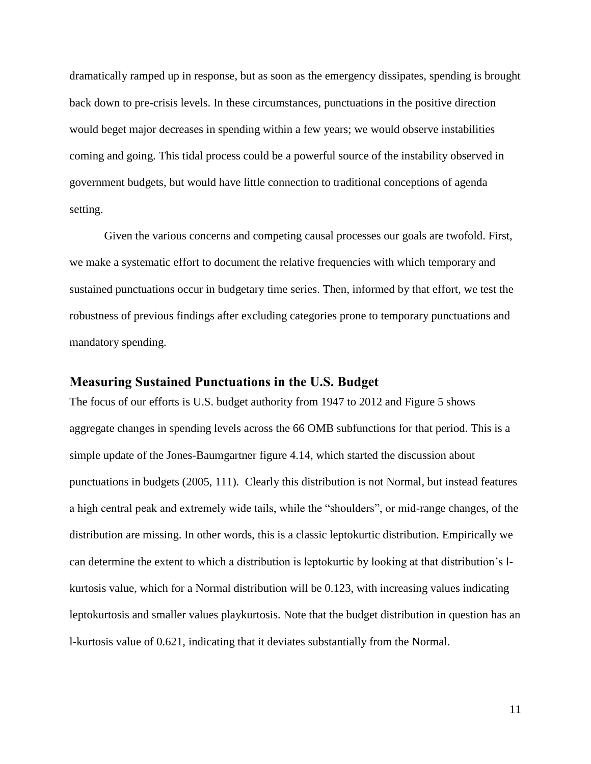dramatically ramped up in response, but as soon as the emergency dissipates, spending is brought back down to pre-crisis levels. In these circumstances, punctuations in the positive direction would beget major decreases in spending within a few years; we would observe instabilities coming and going. This tidal process could be a powerful source of the instability observed in government budgets, but would have little connection to traditional conceptions of agenda setting.

Given the various concerns and competing causal processes our goals are twofold. First, we make a systematic effort to document the relative frequencies with which temporary and sustained punctuations occur in budgetary time series. Then, informed by that effort, we test the robustness of previous findings after excluding categories prone to temporary punctuations and mandatory spending.

## Measuring Sustained Punctuations in the U.S. Budget

The focus of our efforts is U.S. budget authority from 1947 to 2012 and Figure 5 shows aggregate changes in spending levels across the 66 OMB subfunctions for that period. This is a simple update of the Jones-Baumgartner figure 4.14, which started the discussion about punctuations in budgets (2005, 111). Clearly this distribution is not Normal, but instead features a high central peak and extremely wide tails, while the "shoulders", or mid-range changes, of the distribution are missing. In other words, this is a classic leptokurtic distribution. Empirically we can determine the extent to which a distribution is leptokurtic by looking at that distribution's l-kurtosis value, which for a Normal distribution will be 0.123, with increasing values indicating leptokurtosis and smaller values playkurtosis. Note that the budget distribution in question has an l-kurtosis value of 0.621, indicating that it deviates substantially from the Normal.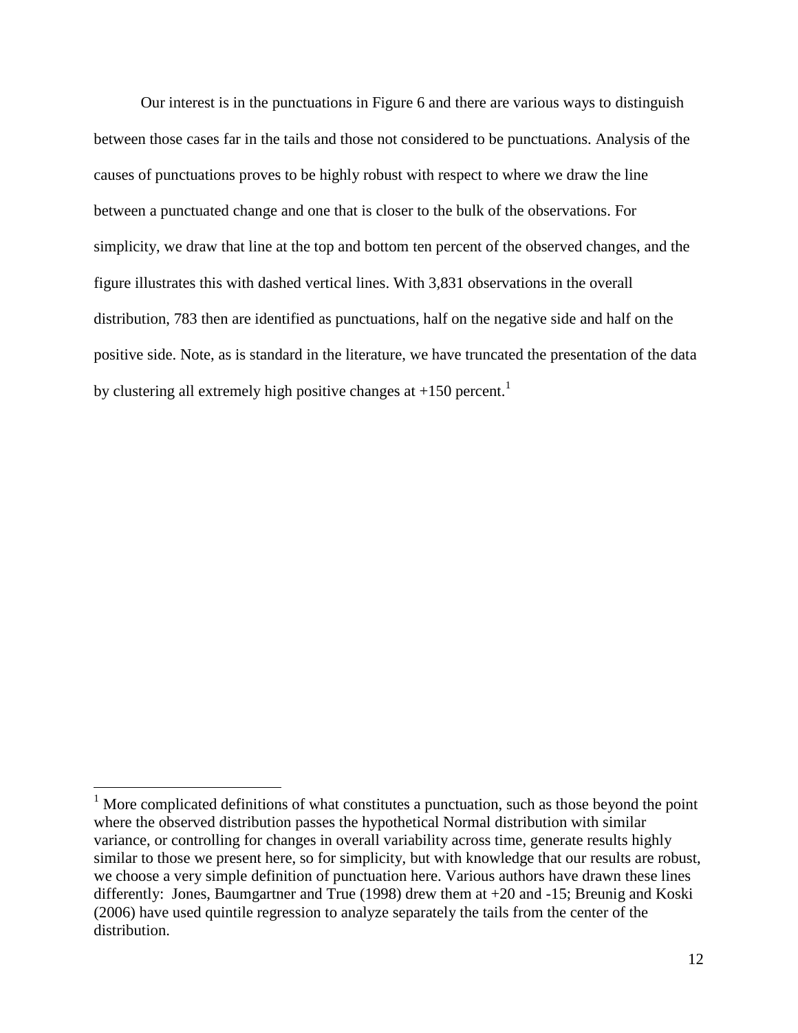Our interest is in the punctuations in Figure 6 and there are various ways to distinguish between those cases far in the tails and those not considered to be punctuations. Analysis of the causes of punctuations proves to be highly robust with respect to where we draw the line between a punctuated change and one that is closer to the bulk of the observations. For simplicity, we draw that line at the top and bottom ten percent of the observed changes, and the figure illustrates this with dashed vertical lines. With 3,831 observations in the overall distribution, 783 then are identified as punctuations, half on the negative side and half on the positive side. Note, as is standard in the literature, we have truncated the presentation of the data by clustering all extremely high positive changes at +150 percent.[1]

---

[1] More complicated definitions of what constitutes a punctuation, such as those beyond the point where the observed distribution passes the hypothetical Normal distribution with similar variance, or controlling for changes in overall variability across time, generate results highly similar to those we present here, so for simplicity, but with knowledge that our results are robust, we choose a very simple definition of punctuation here. Various authors have drawn these lines differently: Jones, Baumgartner and True (1998) drew them at +20 and -15; Breunig and Koski (2006) have used quintile regression to analyze separately the tails from the center of the distribution.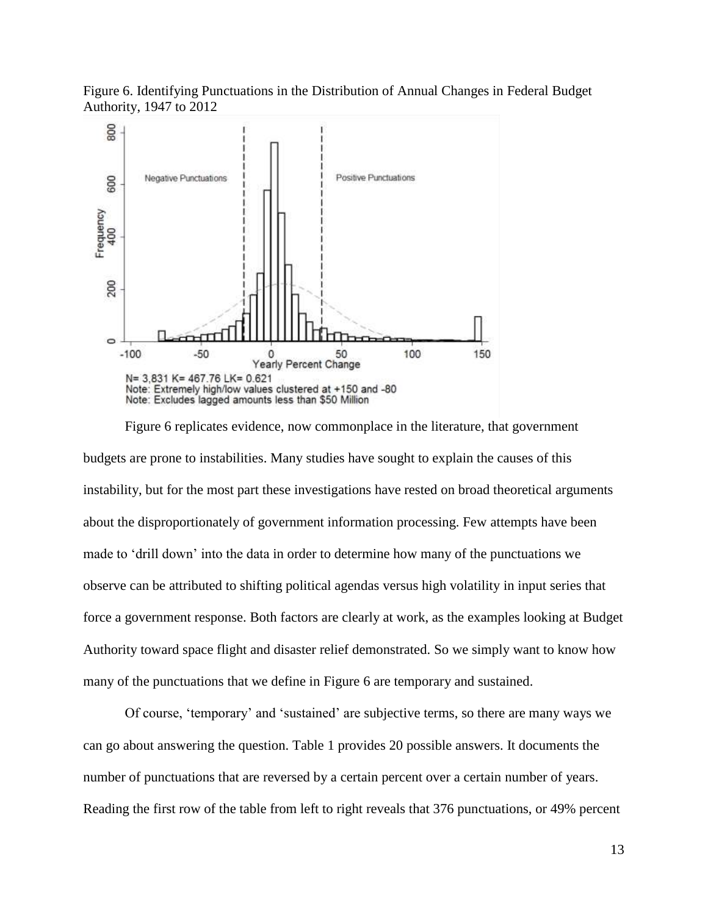Figure 6. Identifying Punctuations in the Distribution of Annual Changes in Federal Budget Authority, 1947 to 2012

N= 3,831 K= 467.76 LK= 0.621
Note: Extremely high/low values clustered at +150 and -80
Note: Excludes lagged amounts less than $50 Million

Figure 6 replicates evidence, now commonplace in the literature, that government budgets are prone to instabilities. Many studies have sought to explain the causes of this instability, but for the most part these investigations have rested on broad theoretical arguments about the disproportionately of government information processing. Few attempts have been made to 'drill down' into the data in order to determine how many of the punctuations we observe can be attributed to shifting political agendas versus high volatility in input series that force a government response. Both factors are clearly at work, as the examples looking at Budget Authority toward space flight and disaster relief demonstrated. So we simply want to know how many of the punctuations that we define in Figure 6 are temporary and sustained.

Of course, 'temporary' and 'sustained' are subjective terms, so there are many ways we can go about answering the question. Table 1 provides 20 possible answers. It documents the number of punctuations that are reversed by a certain percent over a certain number of years. Reading the first row of the table from left to right reveals that 376 punctuations, or 49% percent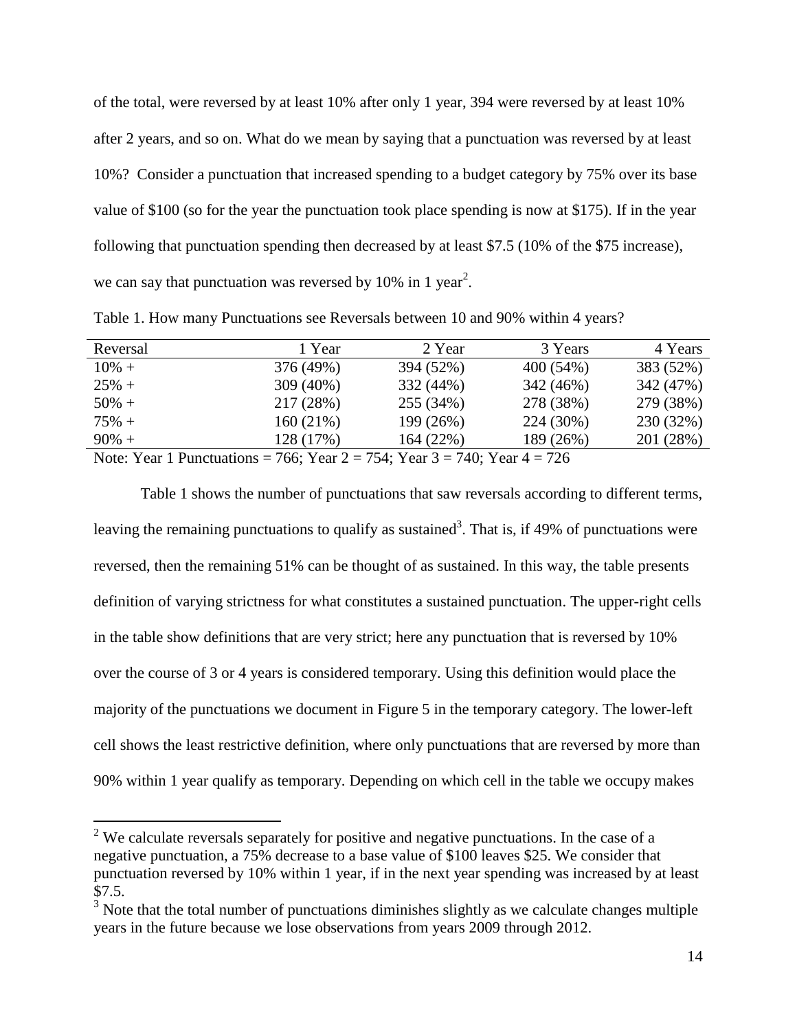of the total, were reversed by at least 10% after only 1 year, 394 were reversed by at least 10% after 2 years, and so on. What do we mean by saying that a punctuation was reversed by at least 10%? Consider a punctuation that increased spending to a budget category by 75% over its base value of $100 (so for the year the punctuation took place spending is now at $175). If in the year following that punctuation spending then decreased by at least $7.5 (10% of the $75 increase), we can say that punctuation was reversed by 10% in 1 year[2].

Table 1. How many Punctuations see Reversals between 10 and 90% within 4 years?

| Reversal | 1 Year | 2 Year | 3 Years | 4 Years |
|---|---|---|---|---|
| 10% + | 376 (49%) | 394 (52%) | 400 (54%) | 383 (52%) |
| 25% + | 309 (40%) | 332 (44%) | 342 (46%) | 342 (47%) |
| 50% + | 217 (28%) | 255 (34%) | 278 (38%) | 279 (38%) |
| 75% + | 160 (21%) | 199 (26%) | 224 (30%) | 230 (32%) |
| 90% + | 128 (17%) | 164 (22%) | 189 (26%) | 201 (28%) |

Note: Year 1 Punctuations = 766; Year 2 = 754; Year 3 = 740; Year 4 = 726

Table 1 shows the number of punctuations that saw reversals according to different terms, leaving the remaining punctuations to qualify as sustained[3]. That is, if 49% of punctuations were reversed, then the remaining 51% can be thought of as sustained. In this way, the table presents definition of varying strictness for what constitutes a sustained punctuation. The upper-right cells in the table show definitions that are very strict; here any punctuation that is reversed by 10% over the course of 3 or 4 years is considered temporary. Using this definition would place the majority of the punctuations we document in Figure 5 in the temporary category. The lower-left cell shows the least restrictive definition, where only punctuations that are reversed by more than 90% within 1 year qualify as temporary. Depending on which cell in the table we occupy makes

[2] We calculate reversals separately for positive and negative punctuations. In the case of a negative punctuation, a 75% decrease to a base value of $100 leaves $25. We consider that punctuation reversed by 10% within 1 year, if in the next year spending was increased by at least $7.5.

[3] Note that the total number of punctuations diminishes slightly as we calculate changes multiple years in the future because we lose observations from years 2009 through 2012.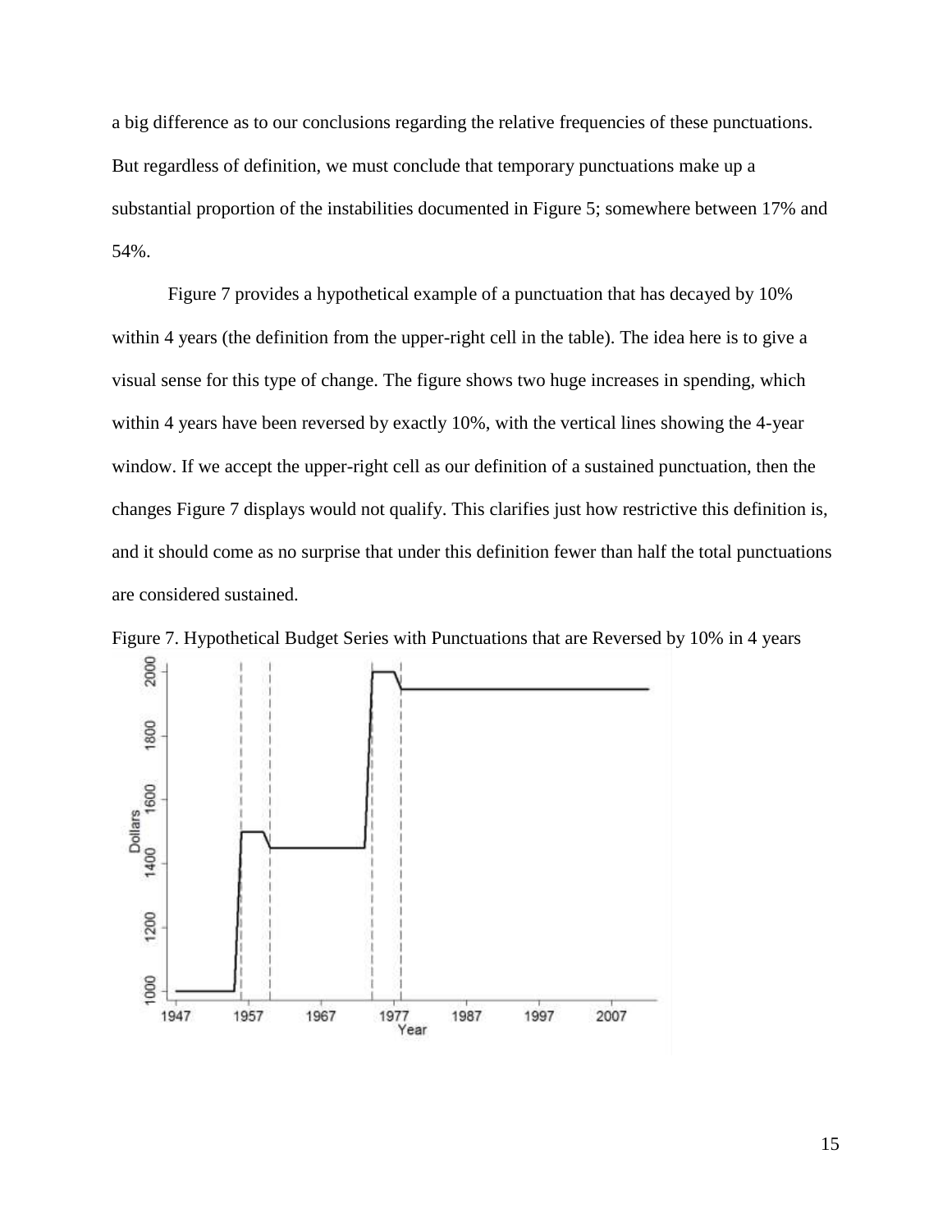a big difference as to our conclusions regarding the relative frequencies of these punctuations. But regardless of definition, we must conclude that temporary punctuations make up a substantial proportion of the instabilities documented in Figure 5; somewhere between 17% and 54%.

Figure 7 provides a hypothetical example of a punctuation that has decayed by 10% within 4 years (the definition from the upper-right cell in the table). The idea here is to give a visual sense for this type of change. The figure shows two huge increases in spending, which within 4 years have been reversed by exactly 10%, with the vertical lines showing the 4-year window. If we accept the upper-right cell as our definition of a sustained punctuation, then the changes Figure 7 displays would not qualify. This clarifies just how restrictive this definition is, and it should come as no surprise that under this definition fewer than half the total punctuations are considered sustained.

Figure 7. Hypothetical Budget Series with Punctuations that are Reversed by 10% in 4 years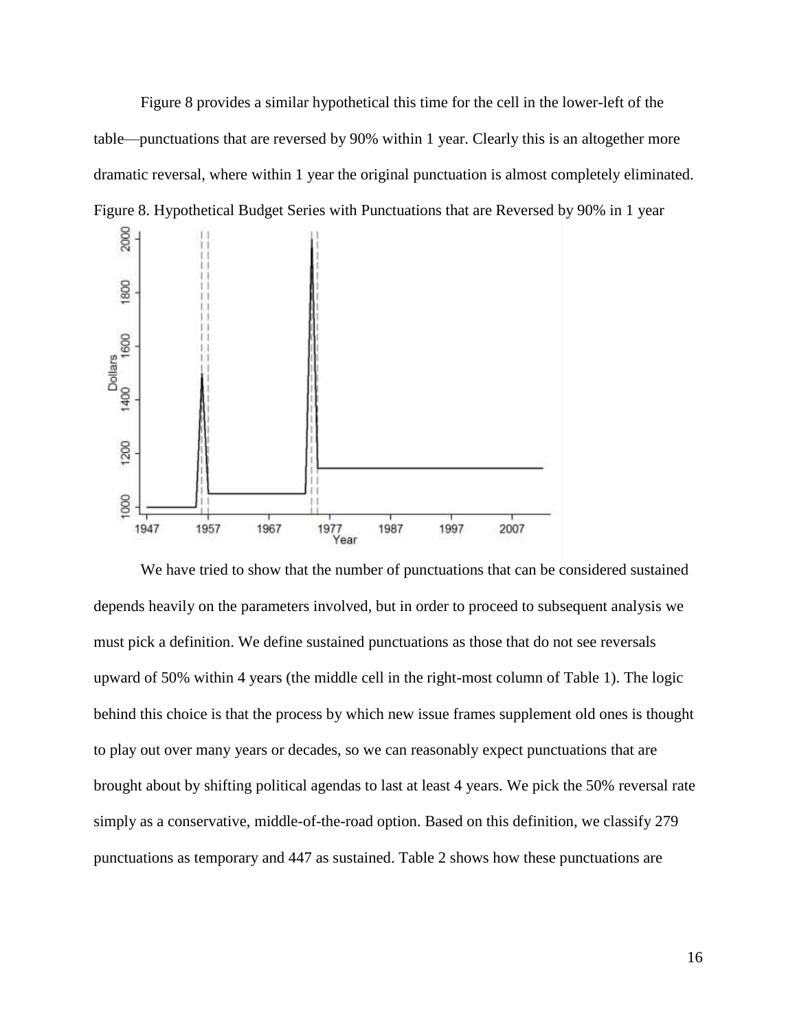Figure 8 provides a similar hypothetical this time for the cell in the lower-left of the table—punctuations that are reversed by 90% within 1 year. Clearly this is an altogether more dramatic reversal, where within 1 year the original punctuation is almost completely eliminated.

Figure 8. Hypothetical Budget Series with Punctuations that are Reversed by 90% in 1 year

We have tried to show that the number of punctuations that can be considered sustained depends heavily on the parameters involved, but in order to proceed to subsequent analysis we must pick a definition. We define sustained punctuations as those that do not see reversals upward of 50% within 4 years (the middle cell in the right-most column of Table 1). The logic behind this choice is that the process by which new issue frames supplement old ones is thought to play out over many years or decades, so we can reasonably expect punctuations that are brought about by shifting political agendas to last at least 4 years. We pick the 50% reversal rate simply as a conservative, middle-of-the-road option. Based on this definition, we classify 279 punctuations as temporary and 447 as sustained. Table 2 shows how these punctuations are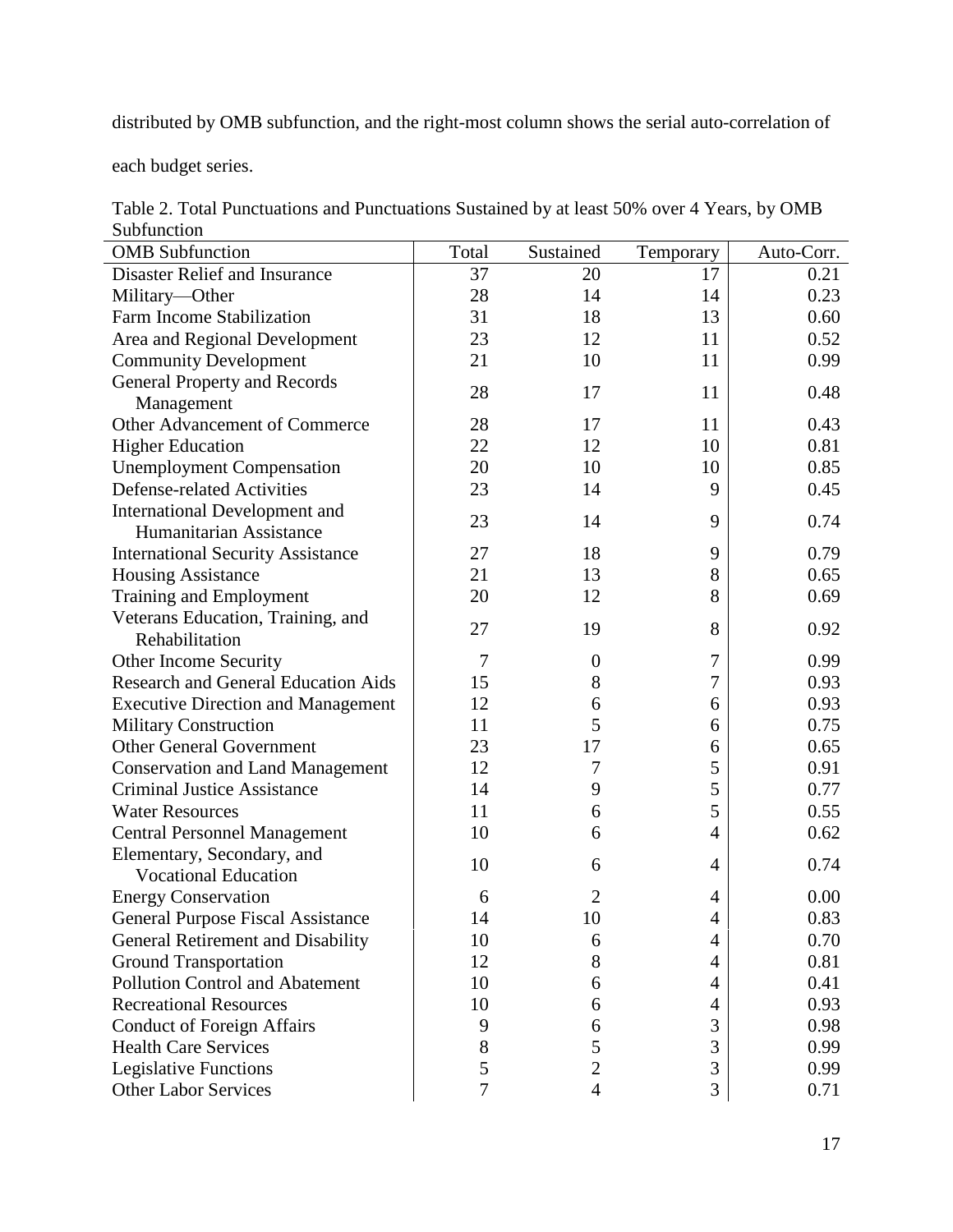distributed by OMB subfunction, and the right-most column shows the serial auto-correlation of each budget series.

Table 2. Total Punctuations and Punctuations Sustained by at least 50% over 4 Years, by OMB Subfunction

| OMB Subfunction | Total | Sustained | Temporary | Auto-Corr. |
|---|---|---|---|---|
| Disaster Relief and Insurance | 37 | 20 | 17 | 0.21 |
| Military—Other | 28 | 14 | 14 | 0.23 |
| Farm Income Stabilization | 31 | 18 | 13 | 0.60 |
| Area and Regional Development | 23 | 12 | 11 | 0.52 |
| Community Development | 21 | 10 | 11 | 0.99 |
| General Property and Records Management | 28 | 17 | 11 | 0.48 |
| Other Advancement of Commerce | 28 | 17 | 11 | 0.43 |
| Higher Education | 22 | 12 | 10 | 0.81 |
| Unemployment Compensation | 20 | 10 | 10 | 0.85 |
| Defense-related Activities | 23 | 14 | 9 | 0.45 |
| International Development and Humanitarian Assistance | 23 | 14 | 9 | 0.74 |
| International Security Assistance | 27 | 18 | 9 | 0.79 |
| Housing Assistance | 21 | 13 | 8 | 0.65 |
| Training and Employment | 20 | 12 | 8 | 0.69 |
| Veterans Education, Training, and Rehabilitation | 27 | 19 | 8 | 0.92 |
| Other Income Security | 7 | 0 | 7 | 0.99 |
| Research and General Education Aids | 15 | 8 | 7 | 0.93 |
| Executive Direction and Management | 12 | 6 | 6 | 0.93 |
| Military Construction | 11 | 5 | 6 | 0.75 |
| Other General Government | 23 | 17 | 6 | 0.65 |
| Conservation and Land Management | 12 | 7 | 5 | 0.91 |
| Criminal Justice Assistance | 14 | 9 | 5 | 0.77 |
| Water Resources | 11 | 6 | 5 | 0.55 |
| Central Personnel Management | 10 | 6 | 4 | 0.62 |
| Elementary, Secondary, and Vocational Education | 10 | 6 | 4 | 0.74 |
| Energy Conservation | 6 | 2 | 4 | 0.00 |
| General Purpose Fiscal Assistance | 14 | 10 | 4 | 0.83 |
| General Retirement and Disability | 10 | 6 | 4 | 0.70 |
| Ground Transportation | 12 | 8 | 4 | 0.81 |
| Pollution Control and Abatement | 10 | 6 | 4 | 0.41 |
| Recreational Resources | 10 | 6 | 4 | 0.93 |
| Conduct of Foreign Affairs | 9 | 6 | 3 | 0.98 |
| Health Care Services | 8 | 5 | 3 | 0.99 |
| Legislative Functions | 5 | 2 | 3 | 0.99 |
| Other Labor Services | 7 | 4 | 3 | 0.71 |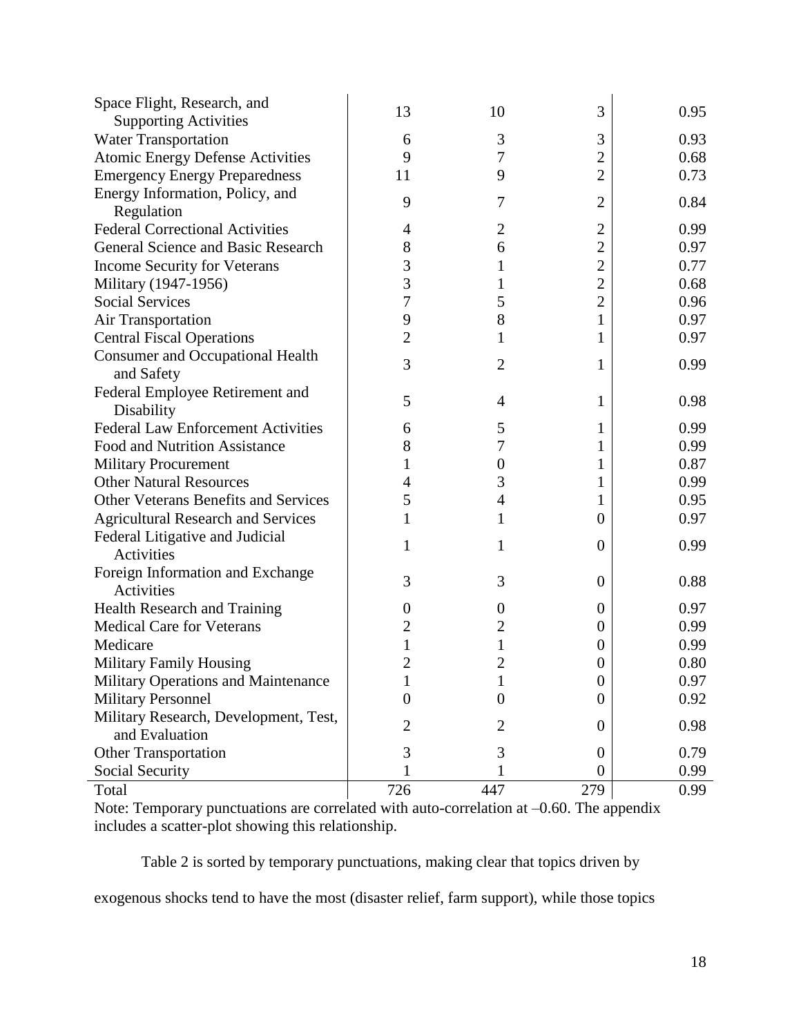| | | | | |
|---|---|---|---|---|
| Space Flight, Research, and Supporting Activities | 13 | 10 | 3 | 0.95 |
| Water Transportation | 6 | 3 | 3 | 0.93 |
| Atomic Energy Defense Activities | 9 | 7 | 2 | 0.68 |
| Emergency Energy Preparedness | 11 | 9 | 2 | 0.73 |
| Energy Information, Policy, and Regulation | 9 | 7 | 2 | 0.84 |
| Federal Correctional Activities | 4 | 2 | 2 | 0.99 |
| General Science and Basic Research | 8 | 6 | 2 | 0.97 |
| Income Security for Veterans | 3 | 1 | 2 | 0.77 |
| Military (1947-1956) | 3 | 1 | 2 | 0.68 |
| Social Services | 7 | 5 | 2 | 0.96 |
| Air Transportation | 9 | 8 | 1 | 0.97 |
| Central Fiscal Operations | 2 | 1 | 1 | 0.97 |
| Consumer and Occupational Health and Safety | 3 | 2 | 1 | 0.99 |
| Federal Employee Retirement and Disability | 5 | 4 | 1 | 0.98 |
| Federal Law Enforcement Activities | 6 | 5 | 1 | 0.99 |
| Food and Nutrition Assistance | 8 | 7 | 1 | 0.99 |
| Military Procurement | 1 | 0 | 1 | 0.87 |
| Other Natural Resources | 4 | 3 | 1 | 0.99 |
| Other Veterans Benefits and Services | 5 | 4 | 1 | 0.95 |
| Agricultural Research and Services | 1 | 1 | 0 | 0.97 |
| Federal Litigative and Judicial Activities | 1 | 1 | 0 | 0.99 |
| Foreign Information and Exchange Activities | 3 | 3 | 0 | 0.88 |
| Health Research and Training | 0 | 0 | 0 | 0.97 |
| Medical Care for Veterans | 2 | 2 | 0 | 0.99 |
| Medicare | 1 | 1 | 0 | 0.99 |
| Military Family Housing | 2 | 2 | 0 | 0.80 |
| Military Operations and Maintenance | 1 | 1 | 0 | 0.97 |
| Military Personnel | 0 | 0 | 0 | 0.92 |
| Military Research, Development, Test, and Evaluation | 2 | 2 | 0 | 0.98 |
| Other Transportation | 3 | 3 | 0 | 0.79 |
| Social Security | 1 | 1 | 0 | 0.99 |
| Total | 726 | 447 | 279 | 0.99 |

Note: Temporary punctuations are correlated with auto-correlation at –0.60. The appendix includes a scatter-plot showing this relationship.

Table 2 is sorted by temporary punctuations, making clear that topics driven by exogenous shocks tend to have the most (disaster relief, farm support), while those topics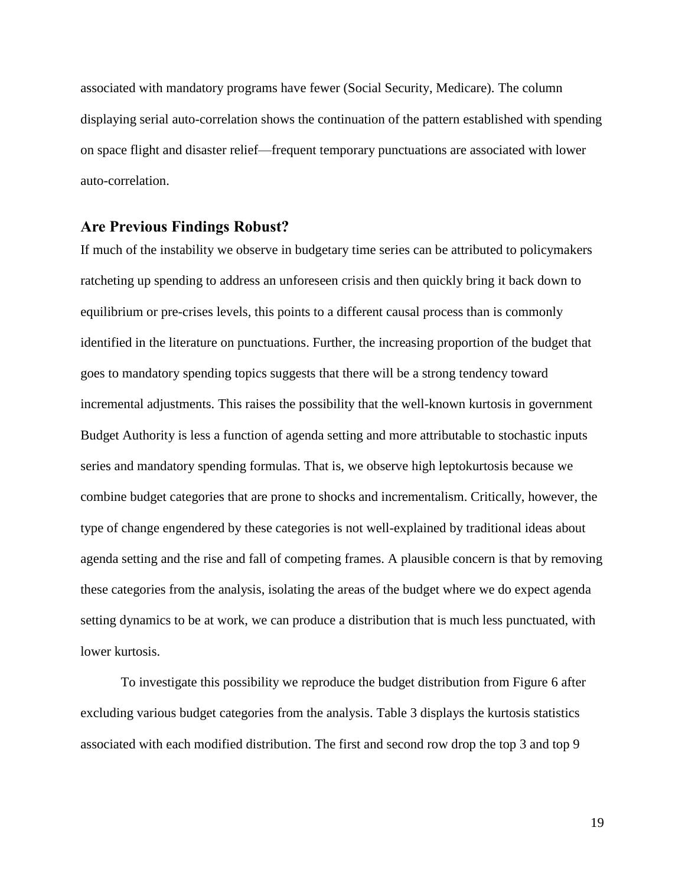associated with mandatory programs have fewer (Social Security, Medicare). The column displaying serial auto-correlation shows the continuation of the pattern established with spending on space flight and disaster relief—frequent temporary punctuations are associated with lower auto-correlation.

## Are Previous Findings Robust?

If much of the instability we observe in budgetary time series can be attributed to policymakers ratcheting up spending to address an unforeseen crisis and then quickly bring it back down to equilibrium or pre-crises levels, this points to a different causal process than is commonly identified in the literature on punctuations. Further, the increasing proportion of the budget that goes to mandatory spending topics suggests that there will be a strong tendency toward incremental adjustments. This raises the possibility that the well-known kurtosis in government Budget Authority is less a function of agenda setting and more attributable to stochastic inputs series and mandatory spending formulas. That is, we observe high leptokurtosis because we combine budget categories that are prone to shocks and incrementalism. Critically, however, the type of change engendered by these categories is not well-explained by traditional ideas about agenda setting and the rise and fall of competing frames. A plausible concern is that by removing these categories from the analysis, isolating the areas of the budget where we do expect agenda setting dynamics to be at work, we can produce a distribution that is much less punctuated, with lower kurtosis.

To investigate this possibility we reproduce the budget distribution from Figure 6 after excluding various budget categories from the analysis. Table 3 displays the kurtosis statistics associated with each modified distribution. The first and second row drop the top 3 and top 9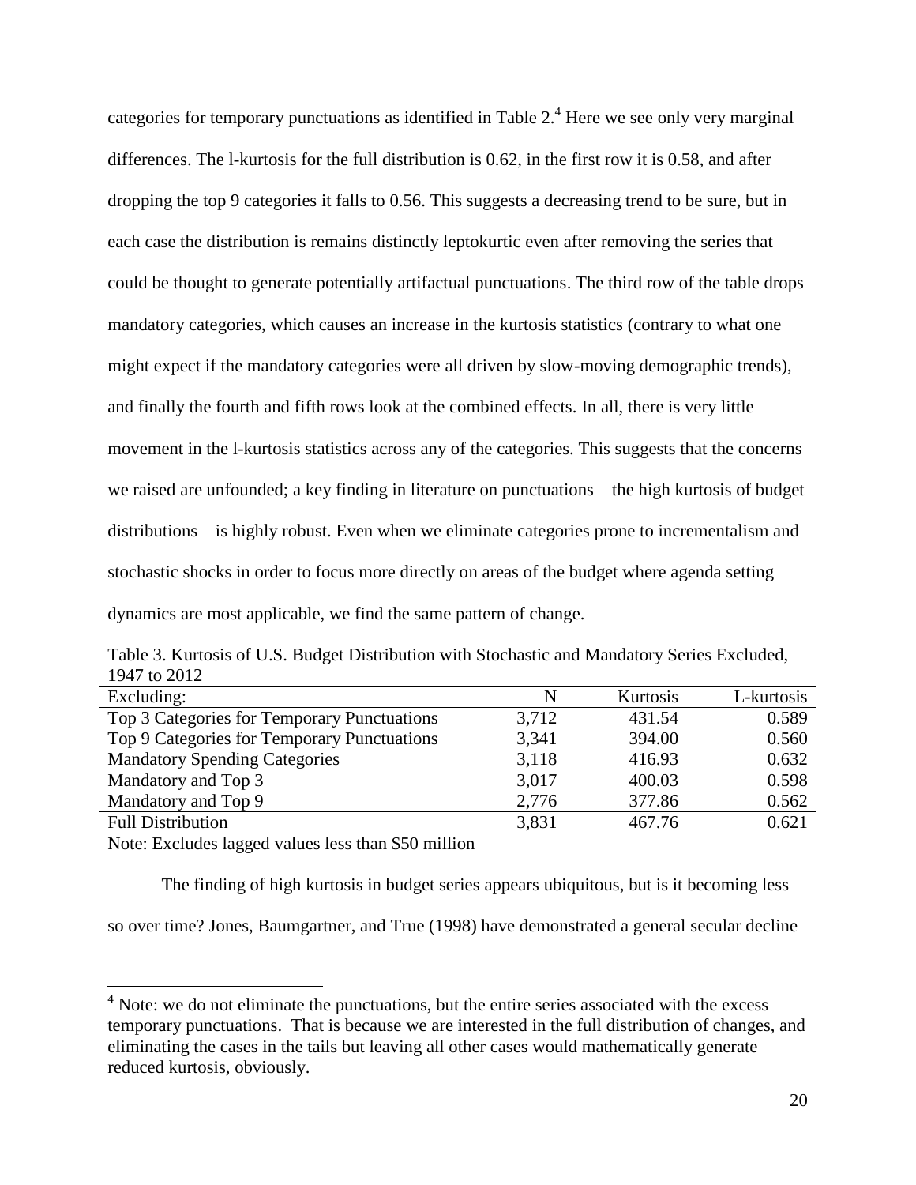categories for temporary punctuations as identified in Table 2.[4] Here we see only very marginal differences. The l-kurtosis for the full distribution is 0.62, in the first row it is 0.58, and after dropping the top 9 categories it falls to 0.56. This suggests a decreasing trend to be sure, but in each case the distribution is remains distinctly leptokurtic even after removing the series that could be thought to generate potentially artifactual punctuations. The third row of the table drops mandatory categories, which causes an increase in the kurtosis statistics (contrary to what one might expect if the mandatory categories were all driven by slow-moving demographic trends), and finally the fourth and fifth rows look at the combined effects. In all, there is very little movement in the l-kurtosis statistics across any of the categories. This suggests that the concerns we raised are unfounded; a key finding in literature on punctuations—the high kurtosis of budget distributions—is highly robust. Even when we eliminate categories prone to incrementalism and stochastic shocks in order to focus more directly on areas of the budget where agenda setting dynamics are most applicable, we find the same pattern of change.

Table 3. Kurtosis of U.S. Budget Distribution with Stochastic and Mandatory Series Excluded, 1947 to 2012

| Excluding: | N | Kurtosis | L-kurtosis |
|---|---|---|---|
| Top 3 Categories for Temporary Punctuations | 3,712 | 431.54 | 0.589 |
| Top 9 Categories for Temporary Punctuations | 3,341 | 394.00 | 0.560 |
| Mandatory Spending Categories | 3,118 | 416.93 | 0.632 |
| Mandatory and Top 3 | 3,017 | 400.03 | 0.598 |
| Mandatory and Top 9 | 2,776 | 377.86 | 0.562 |
| Full Distribution | 3,831 | 467.76 | 0.621 |

Note: Excludes lagged values less than $50 million

The finding of high kurtosis in budget series appears ubiquitous, but is it becoming less so over time? Jones, Baumgartner, and True (1998) have demonstrated a general secular decline

[4] Note: we do not eliminate the punctuations, but the entire series associated with the excess temporary punctuations. That is because we are interested in the full distribution of changes, and eliminating the cases in the tails but leaving all other cases would mathematically generate reduced kurtosis, obviously.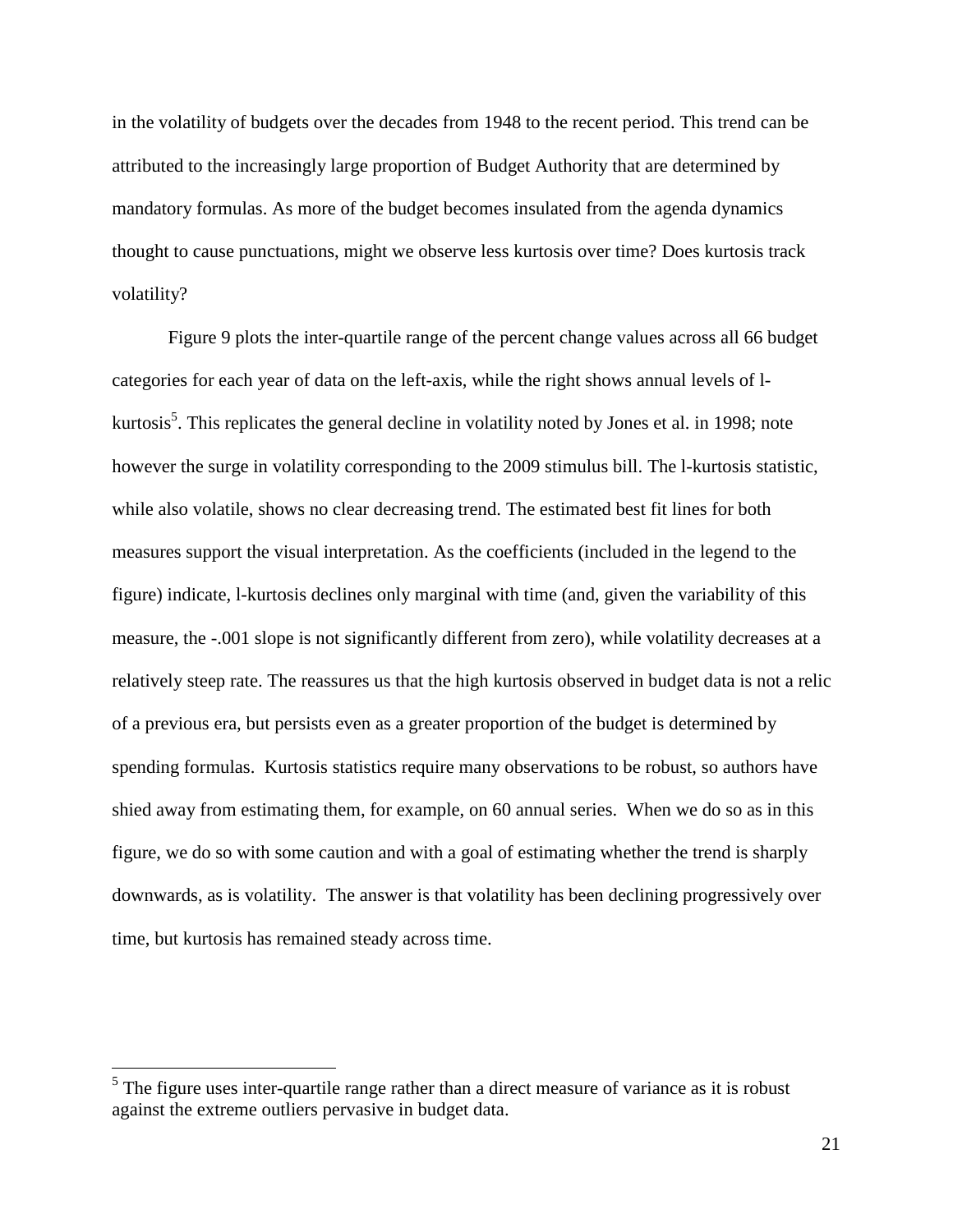in the volatility of budgets over the decades from 1948 to the recent period. This trend can be attributed to the increasingly large proportion of Budget Authority that are determined by mandatory formulas. As more of the budget becomes insulated from the agenda dynamics thought to cause punctuations, might we observe less kurtosis over time? Does kurtosis track volatility?

Figure 9 plots the inter-quartile range of the percent change values across all 66 budget categories for each year of data on the left-axis, while the right shows annual levels of l-kurtosis[5]. This replicates the general decline in volatility noted by Jones et al. in 1998; note however the surge in volatility corresponding to the 2009 stimulus bill. The l-kurtosis statistic, while also volatile, shows no clear decreasing trend. The estimated best fit lines for both measures support the visual interpretation. As the coefficients (included in the legend to the figure) indicate, l-kurtosis declines only marginal with time (and, given the variability of this measure, the -.001 slope is not significantly different from zero), while volatility decreases at a relatively steep rate. The reassures us that the high kurtosis observed in budget data is not a relic of a previous era, but persists even as a greater proportion of the budget is determined by spending formulas. Kurtosis statistics require many observations to be robust, so authors have shied away from estimating them, for example, on 60 annual series. When we do so as in this figure, we do so with some caution and with a goal of estimating whether the trend is sharply downwards, as is volatility. The answer is that volatility has been declining progressively over time, but kurtosis has remained steady across time.

[5] The figure uses inter-quartile range rather than a direct measure of variance as it is robust against the extreme outliers pervasive in budget data.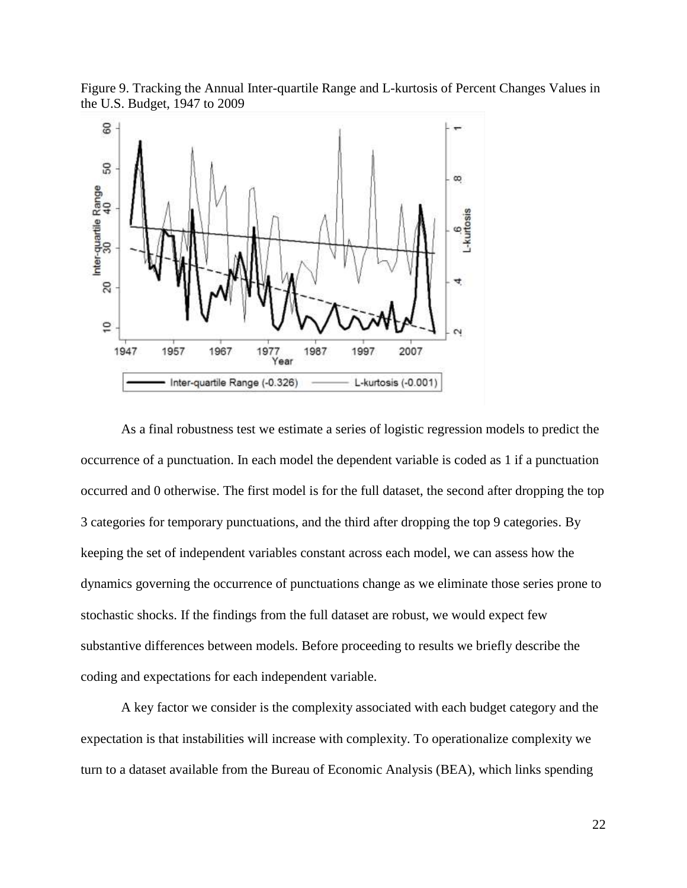Figure 9. Tracking the Annual Inter-quartile Range and L-kurtosis of Percent Changes Values in the U.S. Budget, 1947 to 2009

As a final robustness test we estimate a series of logistic regression models to predict the occurrence of a punctuation. In each model the dependent variable is coded as 1 if a punctuation occurred and 0 otherwise. The first model is for the full dataset, the second after dropping the top 3 categories for temporary punctuations, and the third after dropping the top 9 categories. By keeping the set of independent variables constant across each model, we can assess how the dynamics governing the occurrence of punctuations change as we eliminate those series prone to stochastic shocks. If the findings from the full dataset are robust, we would expect few substantive differences between models. Before proceeding to results we briefly describe the coding and expectations for each independent variable.

A key factor we consider is the complexity associated with each budget category and the expectation is that instabilities will increase with complexity. To operationalize complexity we turn to a dataset available from the Bureau of Economic Analysis (BEA), which links spending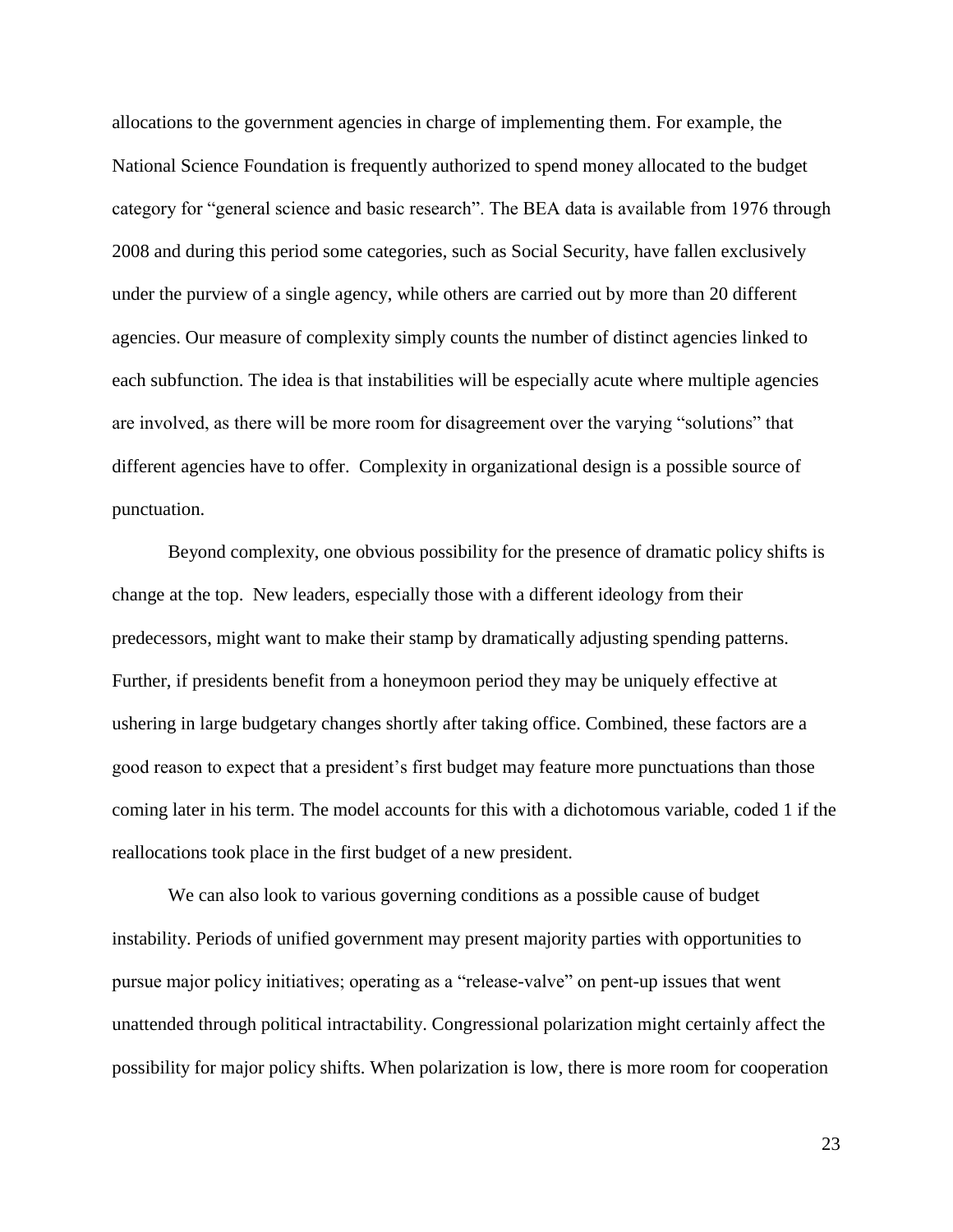allocations to the government agencies in charge of implementing them. For example, the National Science Foundation is frequently authorized to spend money allocated to the budget category for "general science and basic research". The BEA data is available from 1976 through 2008 and during this period some categories, such as Social Security, have fallen exclusively under the purview of a single agency, while others are carried out by more than 20 different agencies. Our measure of complexity simply counts the number of distinct agencies linked to each subfunction. The idea is that instabilities will be especially acute where multiple agencies are involved, as there will be more room for disagreement over the varying "solutions" that different agencies have to offer. Complexity in organizational design is a possible source of punctuation.

Beyond complexity, one obvious possibility for the presence of dramatic policy shifts is change at the top. New leaders, especially those with a different ideology from their predecessors, might want to make their stamp by dramatically adjusting spending patterns. Further, if presidents benefit from a honeymoon period they may be uniquely effective at ushering in large budgetary changes shortly after taking office. Combined, these factors are a good reason to expect that a president's first budget may feature more punctuations than those coming later in his term. The model accounts for this with a dichotomous variable, coded 1 if the reallocations took place in the first budget of a new president.

We can also look to various governing conditions as a possible cause of budget instability. Periods of unified government may present majority parties with opportunities to pursue major policy initiatives; operating as a "release-valve" on pent-up issues that went unattended through political intractability. Congressional polarization might certainly affect the possibility for major policy shifts. When polarization is low, there is more room for cooperation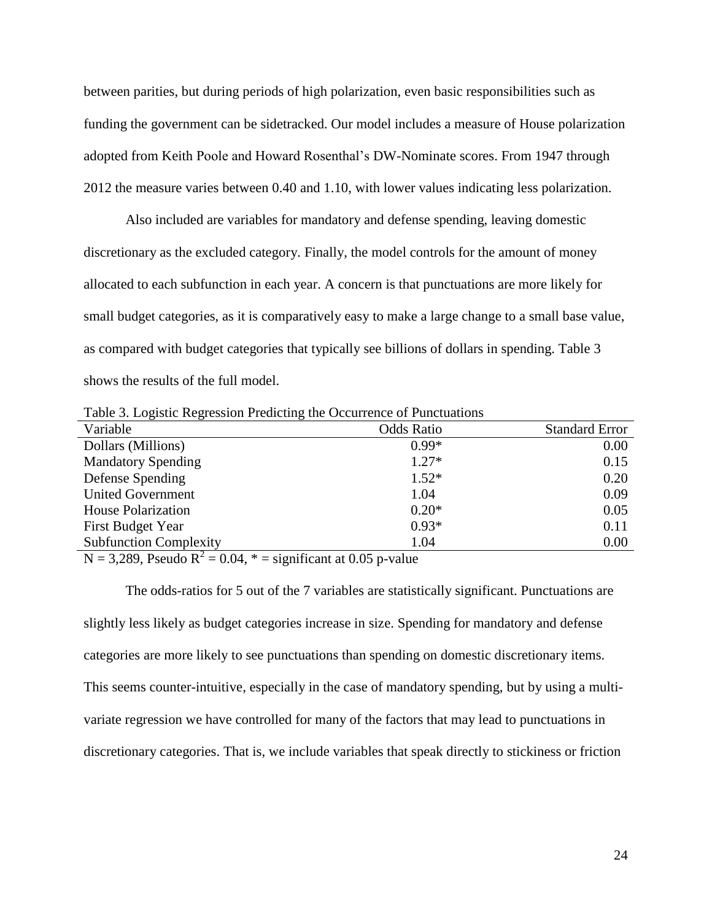between parities, but during periods of high polarization, even basic responsibilities such as funding the government can be sidetracked. Our model includes a measure of House polarization adopted from Keith Poole and Howard Rosenthal's DW-Nominate scores. From 1947 through 2012 the measure varies between 0.40 and 1.10, with lower values indicating less polarization.

Also included are variables for mandatory and defense spending, leaving domestic discretionary as the excluded category. Finally, the model controls for the amount of money allocated to each subfunction in each year. A concern is that punctuations are more likely for small budget categories, as it is comparatively easy to make a large change to a small base value, as compared with budget categories that typically see billions of dollars in spending. Table 3 shows the results of the full model.

Table 3. Logistic Regression Predicting the Occurrence of Punctuations

| Variable | Odds Ratio | Standard Error |
| --- | --- | --- |
| Dollars (Millions) | 0.99* | 0.00 |
| Mandatory Spending | 1.27* | 0.15 |
| Defense Spending | 1.52* | 0.20 |
| United Government | 1.04 | 0.09 |
| House Polarization | 0.20* | 0.05 |
| First Budget Year | 0.93* | 0.11 |
| Subfunction Complexity | 1.04 | 0.00 |

N = 3,289, Pseudo $R^2$ = 0.04, * = significant at 0.05 p-value

The odds-ratios for 5 out of the 7 variables are statistically significant. Punctuations are slightly less likely as budget categories increase in size. Spending for mandatory and defense categories are more likely to see punctuations than spending on domestic discretionary items. This seems counter-intuitive, especially in the case of mandatory spending, but by using a multi-variate regression we have controlled for many of the factors that may lead to punctuations in discretionary categories. That is, we include variables that speak directly to stickiness or friction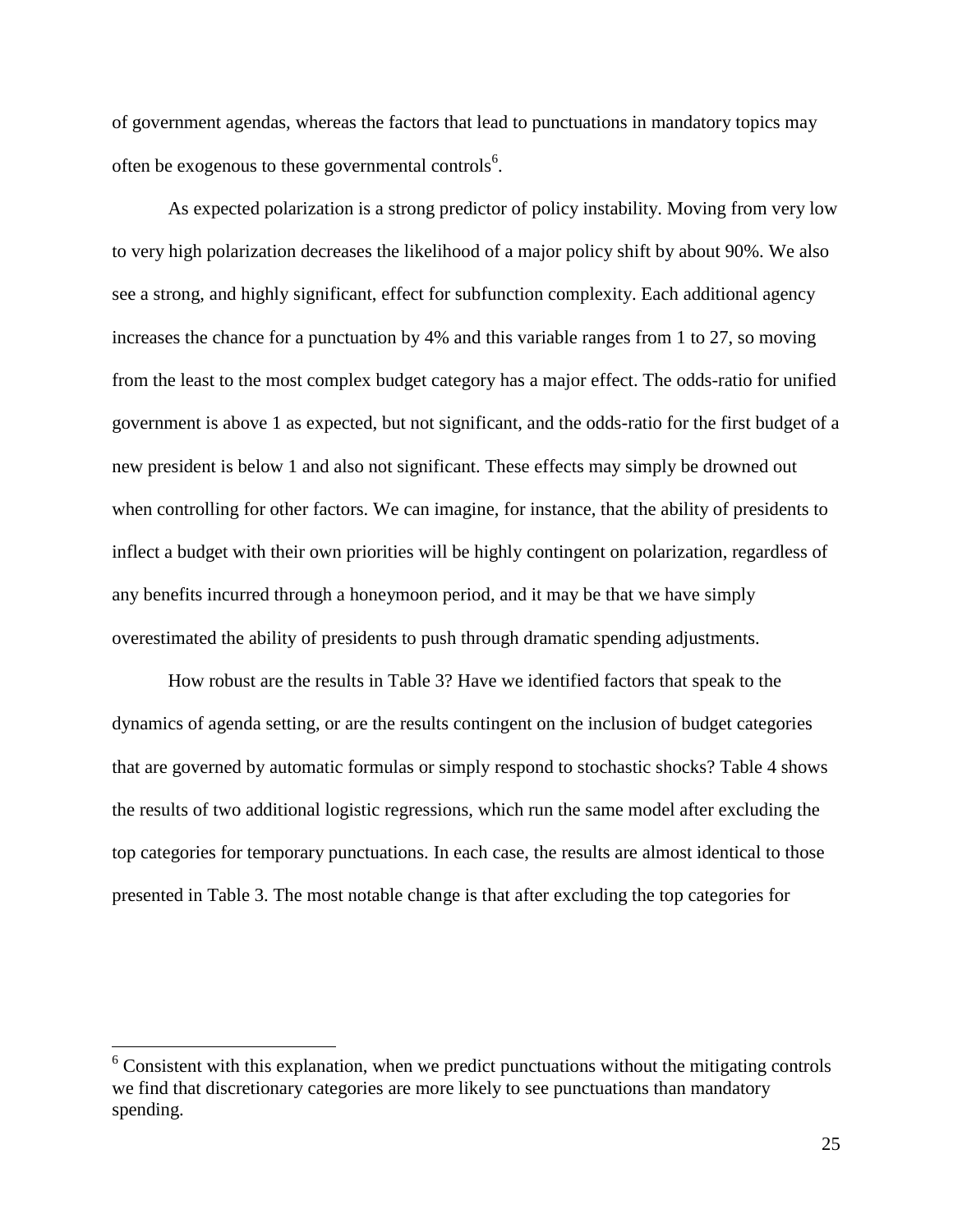of government agendas, whereas the factors that lead to punctuations in mandatory topics may often be exogenous to these governmental controls[6].

As expected polarization is a strong predictor of policy instability. Moving from very low to very high polarization decreases the likelihood of a major policy shift by about 90%. We also see a strong, and highly significant, effect for subfunction complexity. Each additional agency increases the chance for a punctuation by 4% and this variable ranges from 1 to 27, so moving from the least to the most complex budget category has a major effect. The odds-ratio for unified government is above 1 as expected, but not significant, and the odds-ratio for the first budget of a new president is below 1 and also not significant. These effects may simply be drowned out when controlling for other factors. We can imagine, for instance, that the ability of presidents to inflect a budget with their own priorities will be highly contingent on polarization, regardless of any benefits incurred through a honeymoon period, and it may be that we have simply overestimated the ability of presidents to push through dramatic spending adjustments.

How robust are the results in Table 3? Have we identified factors that speak to the dynamics of agenda setting, or are the results contingent on the inclusion of budget categories that are governed by automatic formulas or simply respond to stochastic shocks? Table 4 shows the results of two additional logistic regressions, which run the same model after excluding the top categories for temporary punctuations. In each case, the results are almost identical to those presented in Table 3. The most notable change is that after excluding the top categories for

[6] Consistent with this explanation, when we predict punctuations without the mitigating controls we find that discretionary categories are more likely to see punctuations than mandatory spending.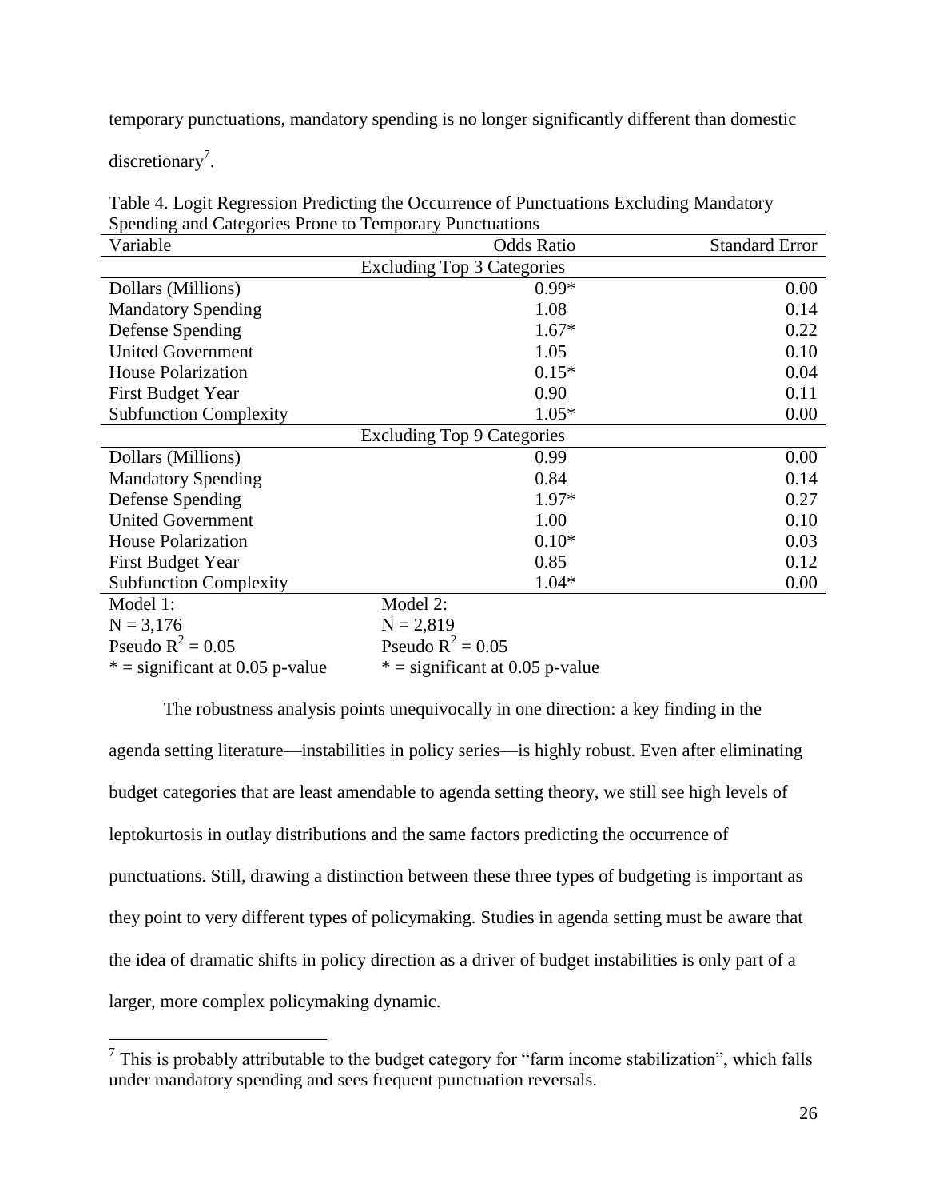temporary punctuations, mandatory spending is no longer significantly different than domestic discretionary[7].

Table 4. Logit Regression Predicting the Occurrence of Punctuations Excluding Mandatory Spending and Categories Prone to Temporary Punctuations

| Variable | Odds Ratio | Standard Error |
|---|---|---|
| Excluding Top 3 Categories | | |
| Dollars (Millions) | 0.99* | 0.00 |
| Mandatory Spending | 1.08 | 0.14 |
| Defense Spending | 1.67* | 0.22 |
| United Government | 1.05 | 0.10 |
| House Polarization | 0.15* | 0.04 |
| First Budget Year | 0.90 | 0.11 |
| Subfunction Complexity | 1.05* | 0.00 |
| Excluding Top 9 Categories | | |
| Dollars (Millions) | 0.99 | 0.00 |
| Mandatory Spending | 0.84 | 0.14 |
| Defense Spending | 1.97* | 0.27 |
| United Government | 1.00 | 0.10 |
| House Polarization | 0.10* | 0.03 |
| First Budget Year | 0.85 | 0.12 |
| Subfunction Complexity | 1.04* | 0.00 |

| Model 1: | Model 2: |
|---|---|
| N = 3,176 | N = 2,819 |
| Pseudo $R^2 = 0.05$ | Pseudo $R^2 = 0.05$ |
| * = significant at 0.05 p-value | * = significant at 0.05 p-value |

The robustness analysis points unequivocally in one direction: a key finding in the agenda setting literature—instabilities in policy series—is highly robust. Even after eliminating budget categories that are least amendable to agenda setting theory, we still see high levels of leptokurtosis in outlay distributions and the same factors predicting the occurrence of punctuations. Still, drawing a distinction between these three types of budgeting is important as they point to very different types of policymaking. Studies in agenda setting must be aware that the idea of dramatic shifts in policy direction as a driver of budget instabilities is only part of a larger, more complex policymaking dynamic.

[7] This is probably attributable to the budget category for "farm income stabilization", which falls under mandatory spending and sees frequent punctuation reversals.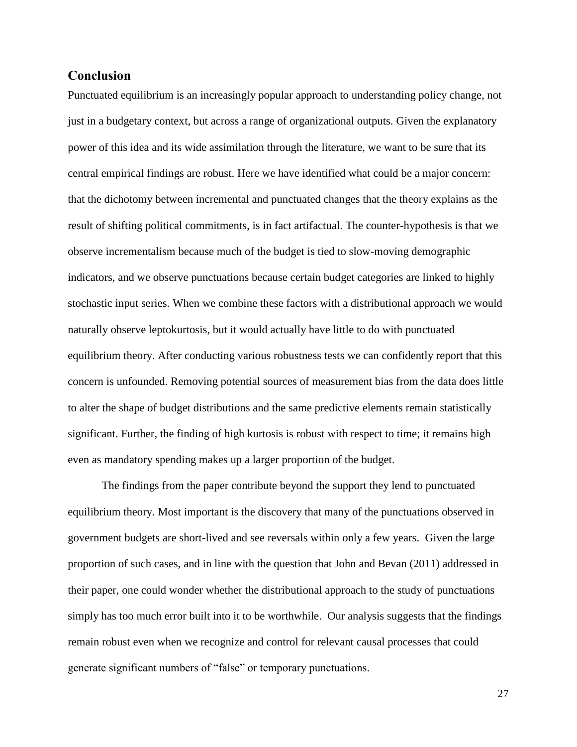## Conclusion

Punctuated equilibrium is an increasingly popular approach to understanding policy change, not just in a budgetary context, but across a range of organizational outputs. Given the explanatory power of this idea and its wide assimilation through the literature, we want to be sure that its central empirical findings are robust. Here we have identified what could be a major concern: that the dichotomy between incremental and punctuated changes that the theory explains as the result of shifting political commitments, is in fact artifactual. The counter-hypothesis is that we observe incrementalism because much of the budget is tied to slow-moving demographic indicators, and we observe punctuations because certain budget categories are linked to highly stochastic input series. When we combine these factors with a distributional approach we would naturally observe leptokurtosis, but it would actually have little to do with punctuated equilibrium theory. After conducting various robustness tests we can confidently report that this concern is unfounded. Removing potential sources of measurement bias from the data does little to alter the shape of budget distributions and the same predictive elements remain statistically significant. Further, the finding of high kurtosis is robust with respect to time; it remains high even as mandatory spending makes up a larger proportion of the budget.

The findings from the paper contribute beyond the support they lend to punctuated equilibrium theory. Most important is the discovery that many of the punctuations observed in government budgets are short-lived and see reversals within only a few years. Given the large proportion of such cases, and in line with the question that John and Bevan (2011) addressed in their paper, one could wonder whether the distributional approach to the study of punctuations simply has too much error built into it to be worthwhile. Our analysis suggests that the findings remain robust even when we recognize and control for relevant causal processes that could generate significant numbers of "false" or temporary punctuations.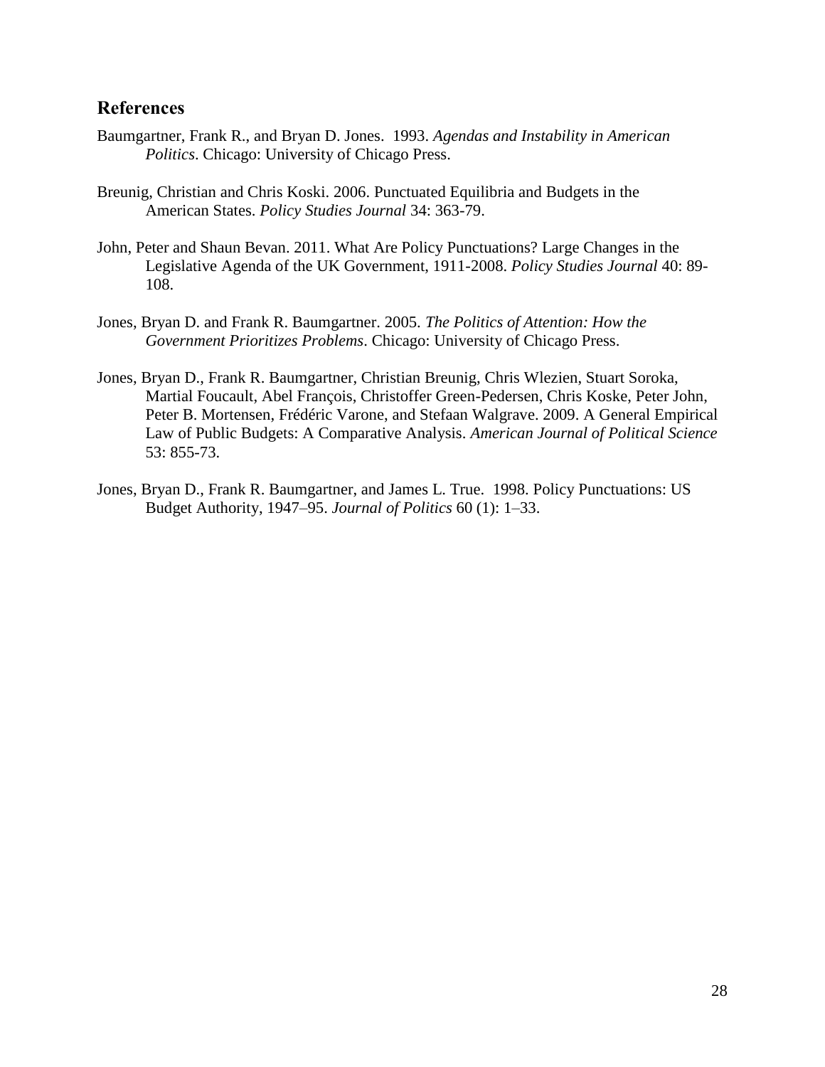## References

Baumgartner, Frank R., and Bryan D. Jones. 1993. *Agendas and Instability in American Politics*. Chicago: University of Chicago Press.

Breunig, Christian and Chris Koski. 2006. Punctuated Equilibria and Budgets in the American States. *Policy Studies Journal* 34: 363-79.

John, Peter and Shaun Bevan. 2011. What Are Policy Punctuations? Large Changes in the Legislative Agenda of the UK Government, 1911-2008. *Policy Studies Journal* 40: 89-108.

Jones, Bryan D. and Frank R. Baumgartner. 2005. *The Politics of Attention: How the Government Prioritizes Problems*. Chicago: University of Chicago Press.

Jones, Bryan D., Frank R. Baumgartner, Christian Breunig, Chris Wlezien, Stuart Soroka, Martial Foucault, Abel François, Christoffer Green-Pedersen, Chris Koske, Peter John, Peter B. Mortensen, Frédéric Varone, and Stefaan Walgrave. 2009. A General Empirical Law of Public Budgets: A Comparative Analysis. *American Journal of Political Science* 53: 855-73.

Jones, Bryan D., Frank R. Baumgartner, and James L. True. 1998. Policy Punctuations: US Budget Authority, 1947–95. *Journal of Politics* 60 (1): 1–33.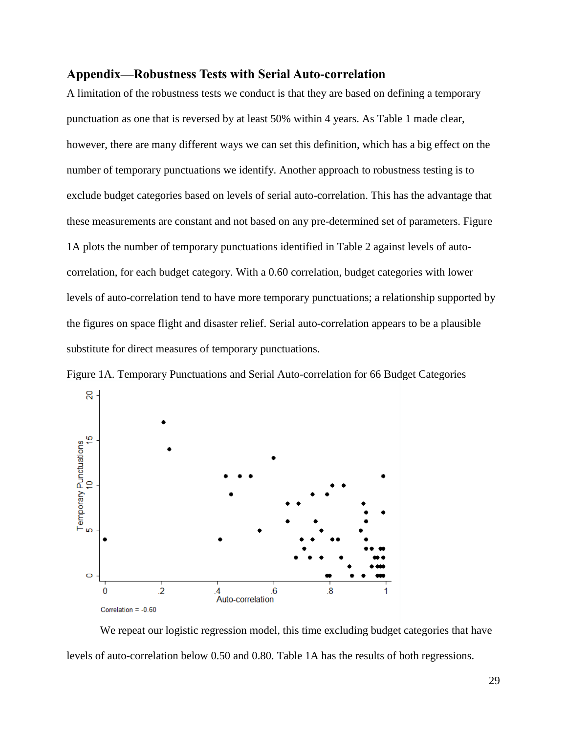## Appendix—Robustness Tests with Serial Auto-correlation

A limitation of the robustness tests we conduct is that they are based on defining a temporary punctuation as one that is reversed by at least 50% within 4 years. As Table 1 made clear, however, there are many different ways we can set this definition, which has a big effect on the number of temporary punctuations we identify. Another approach to robustness testing is to exclude budget categories based on levels of serial auto-correlation. This has the advantage that these measurements are constant and not based on any pre-determined set of parameters. Figure 1A plots the number of temporary punctuations identified in Table 2 against levels of auto-correlation, for each budget category. With a 0.60 correlation, budget categories with lower levels of auto-correlation tend to have more temporary punctuations; a relationship supported by the figures on space flight and disaster relief. Serial auto-correlation appears to be a plausible substitute for direct measures of temporary punctuations.

Figure 1A. Temporary Punctuations and Serial Auto-correlation for 66 Budget Categories

Correlation = -0.60

We repeat our logistic regression model, this time excluding budget categories that have levels of auto-correlation below 0.50 and 0.80. Table 1A has the results of both regressions.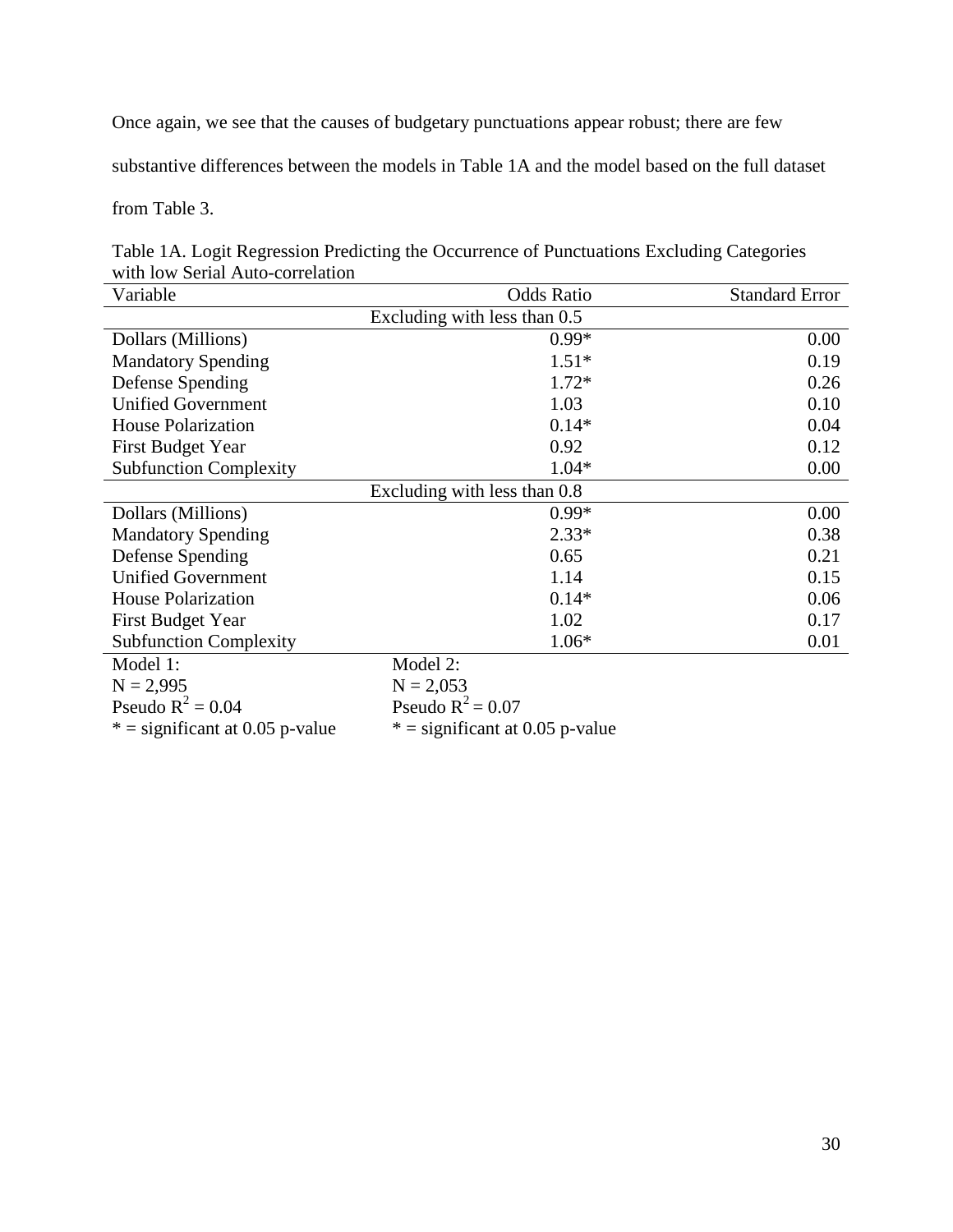Once again, we see that the causes of budgetary punctuations appear robust; there are few substantive differences between the models in Table 1A and the model based on the full dataset from Table 3.

Table 1A. Logit Regression Predicting the Occurrence of Punctuations Excluding Categories with low Serial Auto-correlation

| Variable | Odds Ratio | Standard Error |
|---|---|---|
| | Excluding with less than 0.5 | |
| Dollars (Millions) | 0.99* | 0.00 |
| Mandatory Spending | 1.51* | 0.19 |
| Defense Spending | 1.72* | 0.26 |
| Unified Government | 1.03 | 0.10 |
| House Polarization | 0.14* | 0.04 |
| First Budget Year | 0.92 | 0.12 |
| Subfunction Complexity | 1.04* | 0.00 |
| | Excluding with less than 0.8 | |
| Dollars (Millions) | 0.99* | 0.00 |
| Mandatory Spending | 2.33* | 0.38 |
| Defense Spending | 0.65 | 0.21 |
| Unified Government | 1.14 | 0.15 |
| House Polarization | 0.14* | 0.06 |
| First Budget Year | 1.02 | 0.17 |
| Subfunction Complexity | 1.06* | 0.01 |

Model 1:
N = 2,995
Pseudo $R^2 = 0.04$
* = significant at 0.05 p-value

Model 2:
N = 2,053
Pseudo $R^2 = 0.07$
* = significant at 0.05 p-value